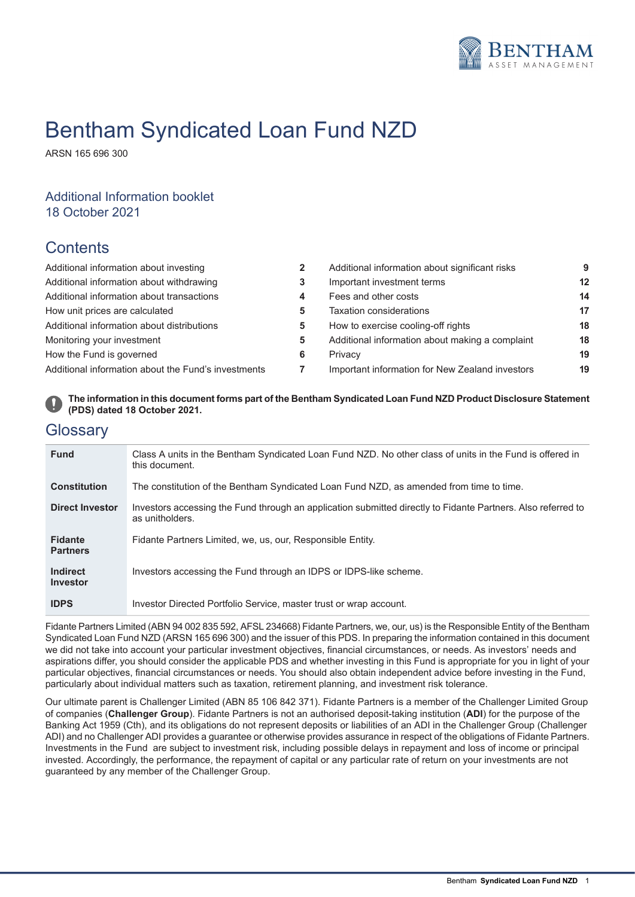# Bentham Syndicated Loan Fund NZD

ARSN 165 696 300

## Additional Information booklet
## 18 October 2021

## Contents

| | |
|---|---|
| Additional information about investing | **2** |
| Additional information about withdrawing | **3** |
| Additional information about transactions | **4** |
| How unit prices are calculated | **5** |
| Additional information about distributions | **5** |
| Monitoring your investment | **5** |
| How the Fund is governed | **6** |
| Additional information about the Fund's investments | **7** |
| Additional information about significant risks | **9** |
| Important investment terms | **12** |
| Fees and other costs | **14** |
| Taxation considerations | **17** |
| How to exercise cooling-off rights | **18** |
| Additional information about making a complaint | **18** |
| Privacy | **19** |
| Important information for New Zealand investors | **19** |

**The information in this document forms part of the Bentham Syndicated Loan Fund NZD Product Disclosure Statement (PDS) dated 18 October 2021.**

## Glossary

| | |
|---|---|
| **Fund** | Class A units in the Bentham Syndicated Loan Fund NZD. No other class of units in the Fund is offered in this document. |
| **Constitution** | The constitution of the Bentham Syndicated Loan Fund NZD, as amended from time to time. |
| **Direct Investor** | Investors accessing the Fund through an application submitted directly to Fidante Partners. Also referred to as unitholders. |
| **Fidante Partners** | Fidante Partners Limited, we, us, our, Responsible Entity. |
| **Indirect Investor** | Investors accessing the Fund through an IDPS or IDPS-like scheme. |
| **IDPS** | Investor Directed Portfolio Service, master trust or wrap account. |

Fidante Partners Limited (ABN 94 002 835 592, AFSL 234668) Fidante Partners, we, our, us) is the Responsible Entity of the Bentham Syndicated Loan Fund NZD (ARSN 165 696 300) and the issuer of this PDS. In preparing the information contained in this document we did not take into account your particular investment objectives, financial circumstances, or needs. As investors' needs and aspirations differ, you should consider the applicable PDS and whether investing in this Fund is appropriate for you in light of your particular objectives, financial circumstances or needs. You should also obtain independent advice before investing in the Fund, particularly about individual matters such as taxation, retirement planning, and investment risk tolerance.

Our ultimate parent is Challenger Limited (ABN 85 106 842 371). Fidante Partners is a member of the Challenger Limited Group of companies (**Challenger Group**). Fidante Partners is not an authorised deposit-taking institution (**ADI**) for the purpose of the Banking Act 1959 (Cth), and its obligations do not represent deposits or liabilities of an ADI in the Challenger Group (Challenger ADI) and no Challenger ADI provides a guarantee or otherwise provides assurance in respect of the obligations of Fidante Partners. Investments in the Fund are subject to investment risk, including possible delays in repayment and loss of income or principal invested. Accordingly, the performance, the repayment of capital or any particular rate of return on your investments are not guaranteed by any member of the Challenger Group.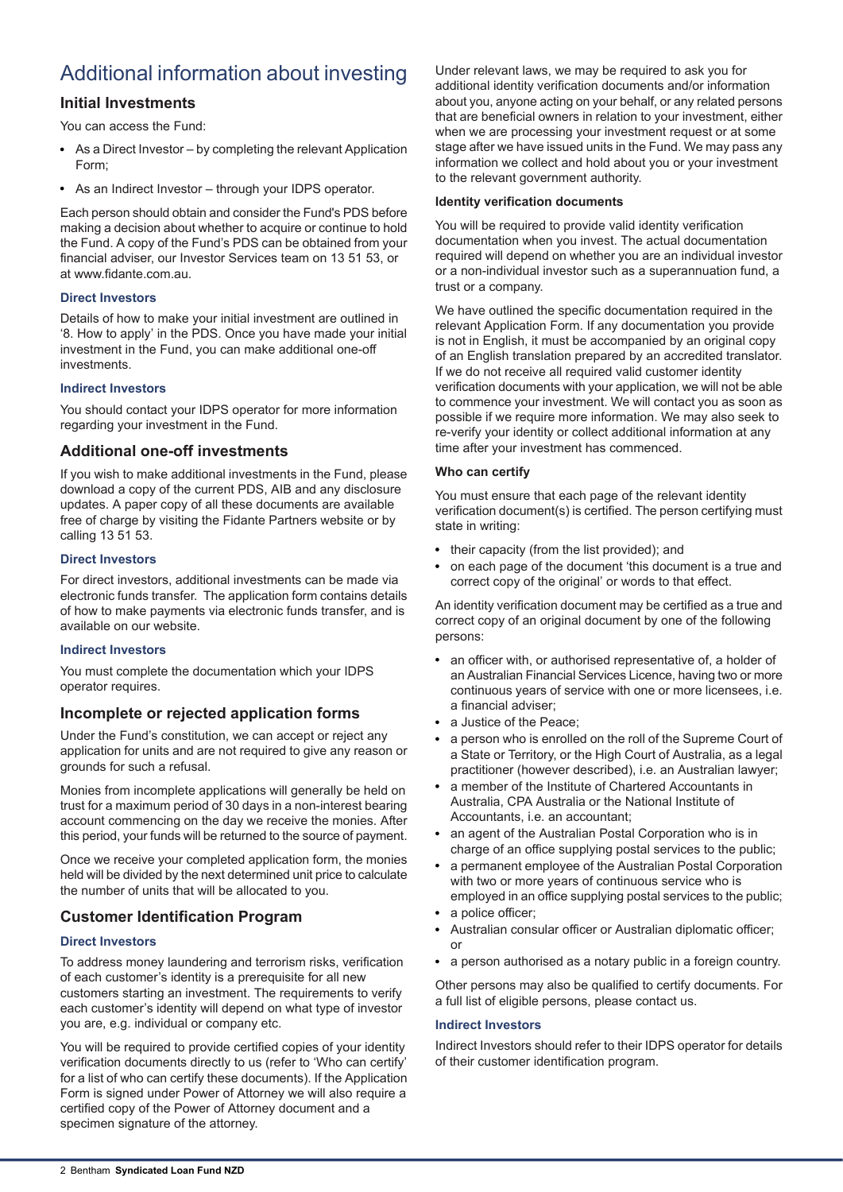# Additional information about investing

## Initial Investments

You can access the Fund:

- As a Direct Investor – by completing the relevant Application Form;
- As an Indirect Investor – through your IDPS operator.

Each person should obtain and consider the Fund's PDS before making a decision about whether to acquire or continue to hold the Fund. A copy of the Fund's PDS can be obtained from your financial adviser, our Investor Services team on 13 51 53, or at www.fidante.com.au.

### Direct Investors

Details of how to make your initial investment are outlined in '8. How to apply' in the PDS. Once you have made your initial investment in the Fund, you can make additional one-off investments.

### Indirect Investors

You should contact your IDPS operator for more information regarding your investment in the Fund.

## Additional one-off investments

If you wish to make additional investments in the Fund, please download a copy of the current PDS, AIB and any disclosure updates. A paper copy of all these documents are available free of charge by visiting the Fidante Partners website or by calling 13 51 53.

### Direct Investors

For direct investors, additional investments can be made via electronic funds transfer. The application form contains details of how to make payments via electronic funds transfer, and is available on our website.

### Indirect Investors

You must complete the documentation which your IDPS operator requires.

## Incomplete or rejected application forms

Under the Fund's constitution, we can accept or reject any application for units and are not required to give any reason or grounds for such a refusal.

Monies from incomplete applications will generally be held on trust for a maximum period of 30 days in a non-interest bearing account commencing on the day we receive the monies. After this period, your funds will be returned to the source of payment.

Once we receive your completed application form, the monies held will be divided by the next determined unit price to calculate the number of units that will be allocated to you.

## Customer Identification Program

### Direct Investors

To address money laundering and terrorism risks, verification of each customer's identity is a prerequisite for all new customers starting an investment. The requirements to verify each customer's identity will depend on what type of investor you are, e.g. individual or company etc.

You will be required to provide certified copies of your identity verification documents directly to us (refer to 'Who can certify' for a list of who can certify these documents). If the Application Form is signed under Power of Attorney we will also require a certified copy of the Power of Attorney document and a specimen signature of the attorney.

Under relevant laws, we may be required to ask you for additional identity verification documents and/or information about you, anyone acting on your behalf, or any related persons that are beneficial owners in relation to your investment, either when we are processing your investment request or at some stage after we have issued units in the Fund. We may pass any information we collect and hold about you or your investment to the relevant government authority.

**Identity verification documents**

You will be required to provide valid identity verification documentation when you invest. The actual documentation required will depend on whether you are an individual investor or a non-individual investor such as a superannuation fund, a trust or a company.

We have outlined the specific documentation required in the relevant Application Form. If any documentation you provide is not in English, it must be accompanied by an original copy of an English translation prepared by an accredited translator. If we do not receive all required valid customer identity verification documents with your application, we will not be able to commence your investment. We will contact you as soon as possible if we require more information. We may also seek to re-verify your identity or collect additional information at any time after your investment has commenced.

**Who can certify**

You must ensure that each page of the relevant identity verification document(s) is certified. The person certifying must state in writing:

- their capacity (from the list provided); and
- on each page of the document 'this document is a true and correct copy of the original' or words to that effect.

An identity verification document may be certified as a true and correct copy of an original document by one of the following persons:

- an officer with, or authorised representative of, a holder of an Australian Financial Services Licence, having two or more continuous years of service with one or more licensees, i.e. a financial adviser;
- a Justice of the Peace;
- a person who is enrolled on the roll of the Supreme Court of a State or Territory, or the High Court of Australia, as a legal practitioner (however described), i.e. an Australian lawyer;
- a member of the Institute of Chartered Accountants in Australia, CPA Australia or the National Institute of Accountants, i.e. an accountant;
- an agent of the Australian Postal Corporation who is in charge of an office supplying postal services to the public;
- a permanent employee of the Australian Postal Corporation with two or more years of continuous service who is employed in an office supplying postal services to the public;
- a police officer;
- Australian consular officer or Australian diplomatic officer; or
- a person authorised as a notary public in a foreign country.

Other persons may also be qualified to certify documents. For a full list of eligible persons, please contact us.

### Indirect Investors

Indirect Investors should refer to their IDPS operator for details of their customer identification program.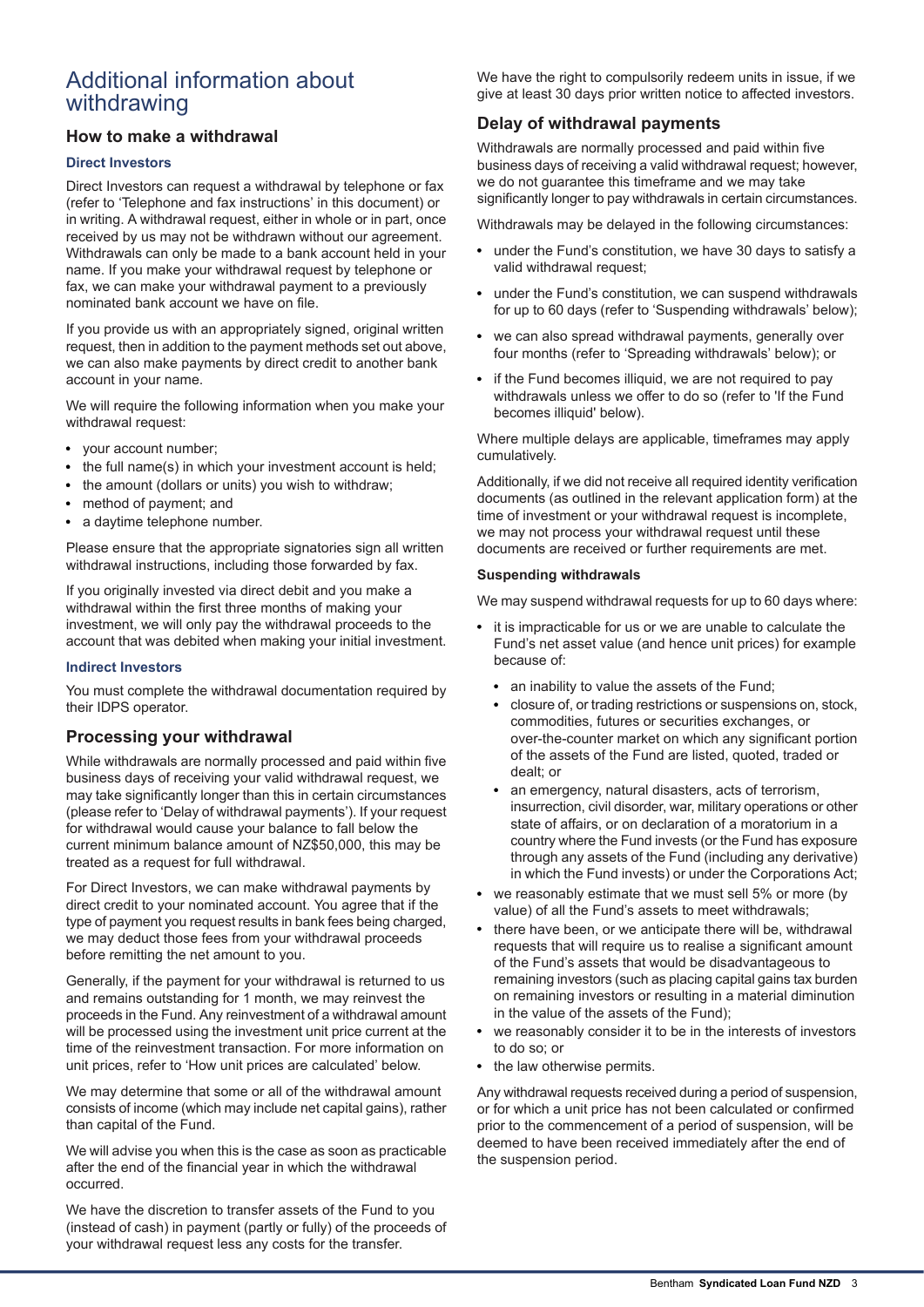# Additional information about withdrawing

## How to make a withdrawal

### Direct Investors

Direct Investors can request a withdrawal by telephone or fax (refer to 'Telephone and fax instructions' in this document) or in writing. A withdrawal request, either in whole or in part, once received by us may not be withdrawn without our agreement. Withdrawals can only be made to a bank account held in your name. If you make your withdrawal request by telephone or fax, we can make your withdrawal payment to a previously nominated bank account we have on file.

If you provide us with an appropriately signed, original written request, then in addition to the payment methods set out above, we can also make payments by direct credit to another bank account in your name.

We will require the following information when you make your withdrawal request:

- your account number;
- the full name(s) in which your investment account is held;
- the amount (dollars or units) you wish to withdraw;
- method of payment; and
- a daytime telephone number.

Please ensure that the appropriate signatories sign all written withdrawal instructions, including those forwarded by fax.

If you originally invested via direct debit and you make a withdrawal within the first three months of making your investment, we will only pay the withdrawal proceeds to the account that was debited when making your initial investment.

### Indirect Investors

You must complete the withdrawal documentation required by their IDPS operator.

## Processing your withdrawal

While withdrawals are normally processed and paid within five business days of receiving your valid withdrawal request, we may take significantly longer than this in certain circumstances (please refer to 'Delay of withdrawal payments'). If your request for withdrawal would cause your balance to fall below the current minimum balance amount of NZ$50,000, this may be treated as a request for full withdrawal.

For Direct Investors, we can make withdrawal payments by direct credit to your nominated account. You agree that if the type of payment you request results in bank fees being charged, we may deduct those fees from your withdrawal proceeds before remitting the net amount to you.

Generally, if the payment for your withdrawal is returned to us and remains outstanding for 1 month, we may reinvest the proceeds in the Fund. Any reinvestment of a withdrawal amount will be processed using the investment unit price current at the time of the reinvestment transaction. For more information on unit prices, refer to 'How unit prices are calculated' below.

We may determine that some or all of the withdrawal amount consists of income (which may include net capital gains), rather than capital of the Fund.

We will advise you when this is the case as soon as practicable after the end of the financial year in which the withdrawal occurred.

We have the discretion to transfer assets of the Fund to you (instead of cash) in payment (partly or fully) of the proceeds of your withdrawal request less any costs for the transfer.

We have the right to compulsorily redeem units in issue, if we give at least 30 days prior written notice to affected investors.

## Delay of withdrawal payments

Withdrawals are normally processed and paid within five business days of receiving a valid withdrawal request; however, we do not guarantee this timeframe and we may take significantly longer to pay withdrawals in certain circumstances.

Withdrawals may be delayed in the following circumstances:

- under the Fund's constitution, we have 30 days to satisfy a valid withdrawal request;
- under the Fund's constitution, we can suspend withdrawals for up to 60 days (refer to 'Suspending withdrawals' below);
- we can also spread withdrawal payments, generally over four months (refer to 'Spreading withdrawals' below); or
- if the Fund becomes illiquid, we are not required to pay withdrawals unless we offer to do so (refer to 'If the Fund becomes illiquid' below).

Where multiple delays are applicable, timeframes may apply cumulatively.

Additionally, if we did not receive all required identity verification documents (as outlined in the relevant application form) at the time of investment or your withdrawal request is incomplete, we may not process your withdrawal request until these documents are received or further requirements are met.

### Suspending withdrawals

We may suspend withdrawal requests for up to 60 days where:

- it is impracticable for us or we are unable to calculate the Fund's net asset value (and hence unit prices) for example because of:
  - an inability to value the assets of the Fund;
  - closure of, or trading restrictions or suspensions on, stock, commodities, futures or securities exchanges, or over-the-counter market on which any significant portion of the assets of the Fund are listed, quoted, traded or dealt; or
  - an emergency, natural disasters, acts of terrorism, insurrection, civil disorder, war, military operations or other state of affairs, or on declaration of a moratorium in a country where the Fund invests (or the Fund has exposure through any assets of the Fund (including any derivative) in which the Fund invests) or under the Corporations Act;
- we reasonably estimate that we must sell 5% or more (by value) of all the Fund's assets to meet withdrawals;
- there have been, or we anticipate there will be, withdrawal requests that will require us to realise a significant amount of the Fund's assets that would be disadvantageous to remaining investors (such as placing capital gains tax burden on remaining investors or resulting in a material diminution in the value of the assets of the Fund);
- we reasonably consider it to be in the interests of investors to do so; or
- the law otherwise permits.

Any withdrawal requests received during a period of suspension, or for which a unit price has not been calculated or confirmed prior to the commencement of a period of suspension, will be deemed to have been received immediately after the end of the suspension period.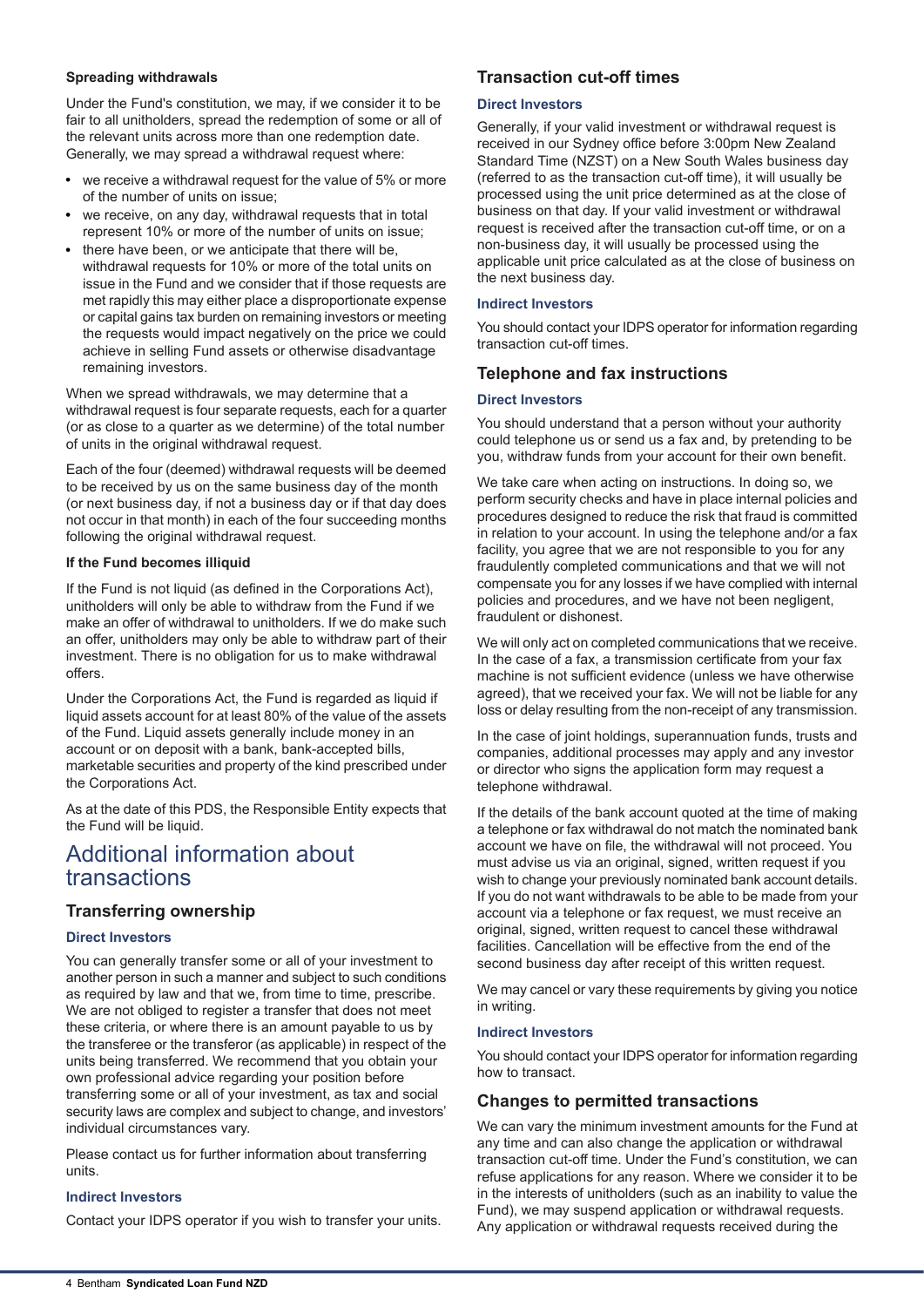**Spreading withdrawals**

Under the Fund's constitution, we may, if we consider it to be fair to all unitholders, spread the redemption of some or all of the relevant units across more than one redemption date. Generally, we may spread a withdrawal request where:

- we receive a withdrawal request for the value of 5% or more of the number of units on issue;
- we receive, on any day, withdrawal requests that in total represent 10% or more of the number of units on issue;
- there have been, or we anticipate that there will be, withdrawal requests for 10% or more of the total units on issue in the Fund and we consider that if those requests are met rapidly this may either place a disproportionate expense or capital gains tax burden on remaining investors or meeting the requests would impact negatively on the price we could achieve in selling Fund assets or otherwise disadvantage remaining investors.

When we spread withdrawals, we may determine that a withdrawal request is four separate requests, each for a quarter (or as close to a quarter as we determine) of the total number of units in the original withdrawal request.

Each of the four (deemed) withdrawal requests will be deemed to be received by us on the same business day of the month (or next business day, if not a business day or if that day does not occur in that month) in each of the four succeeding months following the original withdrawal request.

**If the Fund becomes illiquid**

If the Fund is not liquid (as defined in the Corporations Act), unitholders will only be able to withdraw from the Fund if we make an offer of withdrawal to unitholders. If we do make such an offer, unitholders may only be able to withdraw part of their investment. There is no obligation for us to make withdrawal offers.

Under the Corporations Act, the Fund is regarded as liquid if liquid assets account for at least 80% of the value of the assets of the Fund. Liquid assets generally include money in an account or on deposit with a bank, bank-accepted bills, marketable securities and property of the kind prescribed under the Corporations Act.

As at the date of this PDS, the Responsible Entity expects that the Fund will be liquid.

# Additional information about transactions

## Transferring ownership

### Direct Investors

You can generally transfer some or all of your investment to another person in such a manner and subject to such conditions as required by law and that we, from time to time, prescribe. We are not obliged to register a transfer that does not meet these criteria, or where there is an amount payable to us by the transferee or the transferor (as applicable) in respect of the units being transferred. We recommend that you obtain your own professional advice regarding your position before transferring some or all of your investment, as tax and social security laws are complex and subject to change, and investors' individual circumstances vary.

Please contact us for further information about transferring units.

### Indirect Investors

Contact your IDPS operator if you wish to transfer your units.

## Transaction cut-off times

### Direct Investors

Generally, if your valid investment or withdrawal request is received in our Sydney office before 3:00pm New Zealand Standard Time (NZST) on a New South Wales business day (referred to as the transaction cut-off time), it will usually be processed using the unit price determined as at the close of business on that day. If your valid investment or withdrawal request is received after the transaction cut-off time, or on a non-business day, it will usually be processed using the applicable unit price calculated as at the close of business on the next business day.

### Indirect Investors

You should contact your IDPS operator for information regarding transaction cut-off times.

## Telephone and fax instructions

### Direct Investors

You should understand that a person without your authority could telephone us or send us a fax and, by pretending to be you, withdraw funds from your account for their own benefit.

We take care when acting on instructions. In doing so, we perform security checks and have in place internal policies and procedures designed to reduce the risk that fraud is committed in relation to your account. In using the telephone and/or a fax facility, you agree that we are not responsible to you for any fraudulently completed communications and that we will not compensate you for any losses if we have complied with internal policies and procedures, and we have not been negligent, fraudulent or dishonest.

We will only act on completed communications that we receive. In the case of a fax, a transmission certificate from your fax machine is not sufficient evidence (unless we have otherwise agreed), that we received your fax. We will not be liable for any loss or delay resulting from the non-receipt of any transmission.

In the case of joint holdings, superannuation funds, trusts and companies, additional processes may apply and any investor or director who signs the application form may request a telephone withdrawal.

If the details of the bank account quoted at the time of making a telephone or fax withdrawal do not match the nominated bank account we have on file, the withdrawal will not proceed. You must advise us via an original, signed, written request if you wish to change your previously nominated bank account details. If you do not want withdrawals to be able to be made from your account via a telephone or fax request, we must receive an original, signed, written request to cancel these withdrawal facilities. Cancellation will be effective from the end of the second business day after receipt of this written request.

We may cancel or vary these requirements by giving you notice in writing.

### Indirect Investors

You should contact your IDPS operator for information regarding how to transact.

## Changes to permitted transactions

We can vary the minimum investment amounts for the Fund at any time and can also change the application or withdrawal transaction cut-off time. Under the Fund's constitution, we can refuse applications for any reason. Where we consider it to be in the interests of unitholders (such as an inability to value the Fund), we may suspend application or withdrawal requests. Any application or withdrawal requests received during the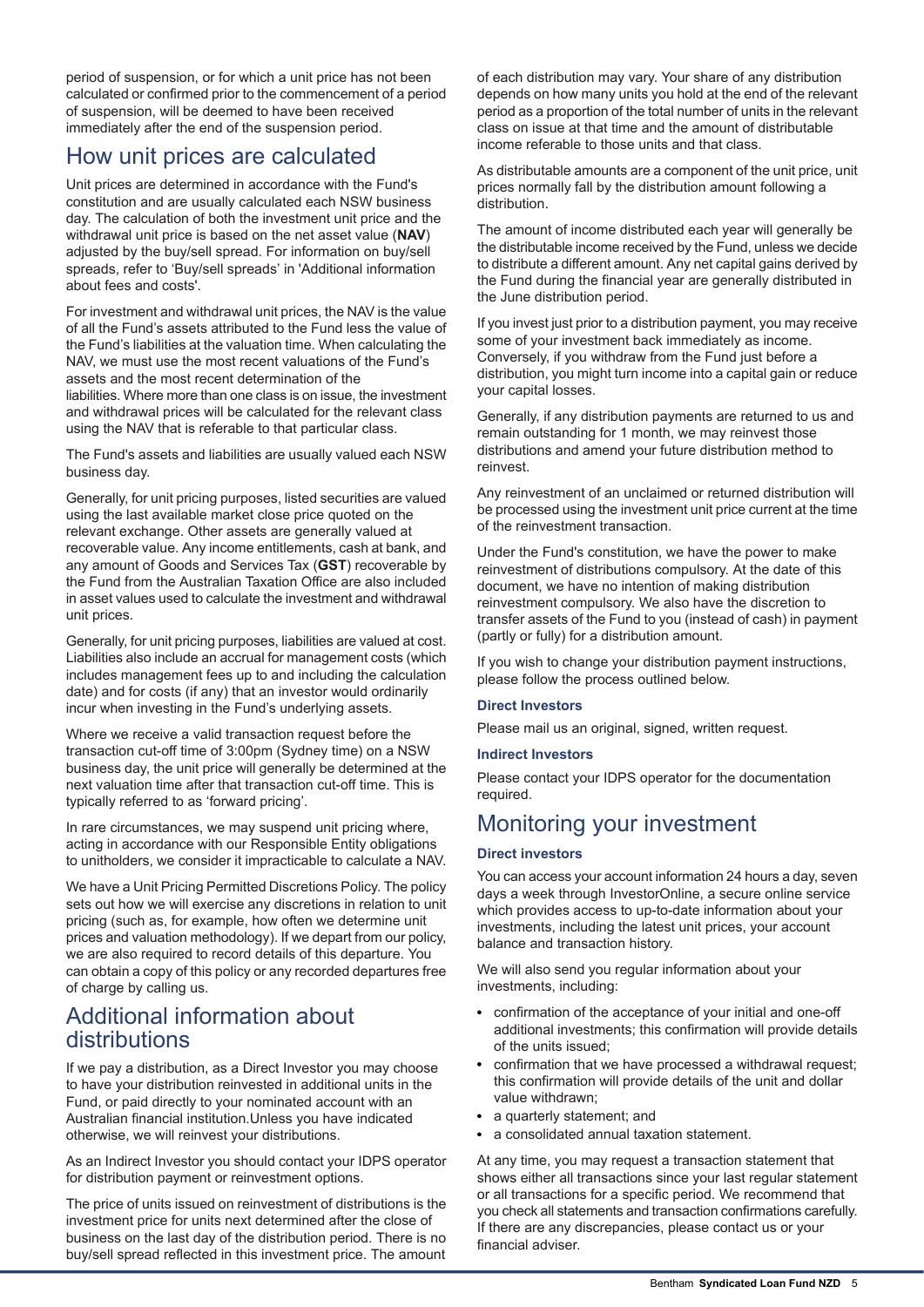period of suspension, or for which a unit price has not been calculated or confirmed prior to the commencement of a period of suspension, will be deemed to have been received immediately after the end of the suspension period.

## How unit prices are calculated

Unit prices are determined in accordance with the Fund's constitution and are usually calculated each NSW business day. The calculation of both the investment unit price and the withdrawal unit price is based on the net asset value (**NAV**) adjusted by the buy/sell spread. For information on buy/sell spreads, refer to 'Buy/sell spreads' in 'Additional information about fees and costs'.

For investment and withdrawal unit prices, the NAV is the value of all the Fund's assets attributed to the Fund less the value of the Fund's liabilities at the valuation time. When calculating the NAV, we must use the most recent valuations of the Fund's assets and the most recent determination of the liabilities. Where more than one class is on issue, the investment and withdrawal prices will be calculated for the relevant class using the NAV that is referable to that particular class.

The Fund's assets and liabilities are usually valued each NSW business day.

Generally, for unit pricing purposes, listed securities are valued using the last available market close price quoted on the relevant exchange. Other assets are generally valued at recoverable value. Any income entitlements, cash at bank, and any amount of Goods and Services Tax (**GST**) recoverable by the Fund from the Australian Taxation Office are also included in asset values used to calculate the investment and withdrawal unit prices.

Generally, for unit pricing purposes, liabilities are valued at cost. Liabilities also include an accrual for management costs (which includes management fees up to and including the calculation date) and for costs (if any) that an investor would ordinarily incur when investing in the Fund's underlying assets.

Where we receive a valid transaction request before the transaction cut-off time of 3:00pm (Sydney time) on a NSW business day, the unit price will generally be determined at the next valuation time after that transaction cut-off time. This is typically referred to as 'forward pricing'.

In rare circumstances, we may suspend unit pricing where, acting in accordance with our Responsible Entity obligations to unitholders, we consider it impracticable to calculate a NAV.

We have a Unit Pricing Permitted Discretions Policy. The policy sets out how we will exercise any discretions in relation to unit pricing (such as, for example, how often we determine unit prices and valuation methodology). If we depart from our policy, we are also required to record details of this departure. You can obtain a copy of this policy or any recorded departures free of charge by calling us.

## Additional information about distributions

If we pay a distribution, as a Direct Investor you may choose to have your distribution reinvested in additional units in the Fund, or paid directly to your nominated account with an Australian financial institution.Unless you have indicated otherwise, we will reinvest your distributions.

As an Indirect Investor you should contact your IDPS operator for distribution payment or reinvestment options.

The price of units issued on reinvestment of distributions is the investment price for units next determined after the close of business on the last day of the distribution period. There is no buy/sell spread reflected in this investment price. The amount of each distribution may vary. Your share of any distribution depends on how many units you hold at the end of the relevant period as a proportion of the total number of units in the relevant class on issue at that time and the amount of distributable income referable to those units and that class.

As distributable amounts are a component of the unit price, unit prices normally fall by the distribution amount following a distribution.

The amount of income distributed each year will generally be the distributable income received by the Fund, unless we decide to distribute a different amount. Any net capital gains derived by the Fund during the financial year are generally distributed in the June distribution period.

If you invest just prior to a distribution payment, you may receive some of your investment back immediately as income. Conversely, if you withdraw from the Fund just before a distribution, you might turn income into a capital gain or reduce your capital losses.

Generally, if any distribution payments are returned to us and remain outstanding for 1 month, we may reinvest those distributions and amend your future distribution method to reinvest.

Any reinvestment of an unclaimed or returned distribution will be processed using the investment unit price current at the time of the reinvestment transaction.

Under the Fund's constitution, we have the power to make reinvestment of distributions compulsory. At the date of this document, we have no intention of making distribution reinvestment compulsory. We also have the discretion to transfer assets of the Fund to you (instead of cash) in payment (partly or fully) for a distribution amount.

If you wish to change your distribution payment instructions, please follow the process outlined below.

### Direct Investors

Please mail us an original, signed, written request.

### Indirect Investors

Please contact your IDPS operator for the documentation required.

## Monitoring your investment

### Direct investors

You can access your account information 24 hours a day, seven days a week through InvestorOnline, a secure online service which provides access to up-to-date information about your investments, including the latest unit prices, your account balance and transaction history.

We will also send you regular information about your investments, including:

- confirmation of the acceptance of your initial and one-off additional investments; this confirmation will provide details of the units issued;
- confirmation that we have processed a withdrawal request; this confirmation will provide details of the unit and dollar value withdrawn;
- a quarterly statement; and
- a consolidated annual taxation statement.

At any time, you may request a transaction statement that shows either all transactions since your last regular statement or all transactions for a specific period. We recommend that you check all statements and transaction confirmations carefully. If there are any discrepancies, please contact us or your financial adviser.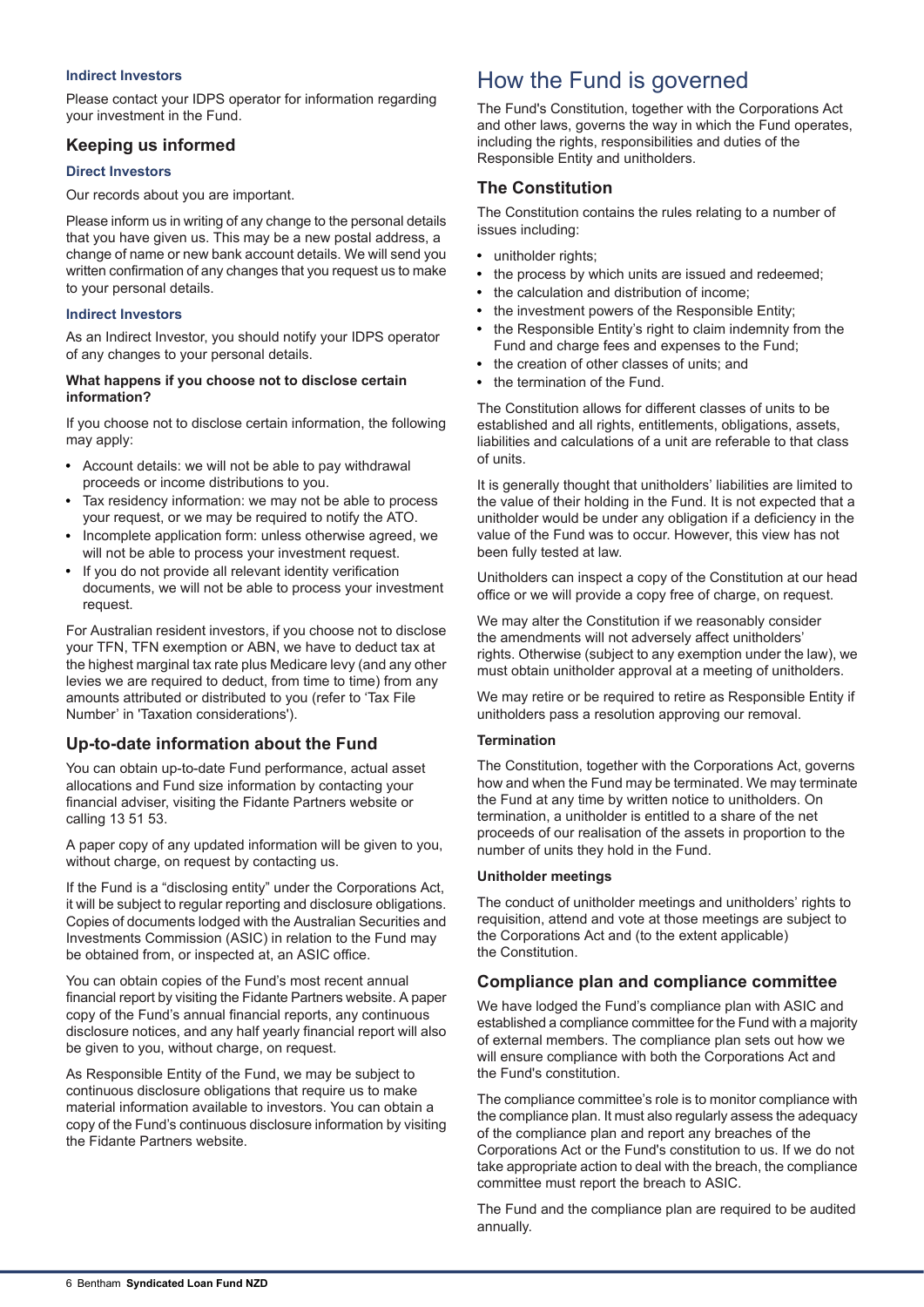### Indirect Investors

Please contact your IDPS operator for information regarding your investment in the Fund.

## Keeping us informed

### Direct Investors

Our records about you are important.

Please inform us in writing of any change to the personal details that you have given us. This may be a new postal address, a change of name or new bank account details. We will send you written confirmation of any changes that you request us to make to your personal details.

### Indirect Investors

As an Indirect Investor, you should notify your IDPS operator of any changes to your personal details.

**What happens if you choose not to disclose certain information?**

If you choose not to disclose certain information, the following may apply:

- Account details: we will not be able to pay withdrawal proceeds or income distributions to you.
- Tax residency information: we may not be able to process your request, or we may be required to notify the ATO.
- Incomplete application form: unless otherwise agreed, we will not be able to process your investment request.
- If you do not provide all relevant identity verification documents, we will not be able to process your investment request.

For Australian resident investors, if you choose not to disclose your TFN, TFN exemption or ABN, we have to deduct tax at the highest marginal tax rate plus Medicare levy (and any other levies we are required to deduct, from time to time) from any amounts attributed or distributed to you (refer to 'Tax File Number' in 'Taxation considerations').

## Up-to-date information about the Fund

You can obtain up-to-date Fund performance, actual asset allocations and Fund size information by contacting your financial adviser, visiting the Fidante Partners website or calling 13 51 53.

A paper copy of any updated information will be given to you, without charge, on request by contacting us.

If the Fund is a "disclosing entity" under the Corporations Act, it will be subject to regular reporting and disclosure obligations. Copies of documents lodged with the Australian Securities and Investments Commission (ASIC) in relation to the Fund may be obtained from, or inspected at, an ASIC office.

You can obtain copies of the Fund's most recent annual financial report by visiting the Fidante Partners website. A paper copy of the Fund's annual financial reports, any continuous disclosure notices, and any half yearly financial report will also be given to you, without charge, on request.

As Responsible Entity of the Fund, we may be subject to continuous disclosure obligations that require us to make material information available to investors. You can obtain a copy of the Fund's continuous disclosure information by visiting the Fidante Partners website.

# How the Fund is governed

The Fund's Constitution, together with the Corporations Act and other laws, governs the way in which the Fund operates, including the rights, responsibilities and duties of the Responsible Entity and unitholders.

## The Constitution

The Constitution contains the rules relating to a number of issues including:

- unitholder rights;
- the process by which units are issued and redeemed;
- the calculation and distribution of income;
- the investment powers of the Responsible Entity;
- the Responsible Entity's right to claim indemnity from the Fund and charge fees and expenses to the Fund;
- the creation of other classes of units; and
- the termination of the Fund.

The Constitution allows for different classes of units to be established and all rights, entitlements, obligations, assets, liabilities and calculations of a unit are referable to that class of units.

It is generally thought that unitholders' liabilities are limited to the value of their holding in the Fund. It is not expected that a unitholder would be under any obligation if a deficiency in the value of the Fund was to occur. However, this view has not been fully tested at law.

Unitholders can inspect a copy of the Constitution at our head office or we will provide a copy free of charge, on request.

We may alter the Constitution if we reasonably consider the amendments will not adversely affect unitholders' rights. Otherwise (subject to any exemption under the law), we must obtain unitholder approval at a meeting of unitholders.

We may retire or be required to retire as Responsible Entity if unitholders pass a resolution approving our removal.

**Termination**

The Constitution, together with the Corporations Act, governs how and when the Fund may be terminated. We may terminate the Fund at any time by written notice to unitholders. On termination, a unitholder is entitled to a share of the net proceeds of our realisation of the assets in proportion to the number of units they hold in the Fund.

**Unitholder meetings**

The conduct of unitholder meetings and unitholders' rights to requisition, attend and vote at those meetings are subject to the Corporations Act and (to the extent applicable) the Constitution.

## Compliance plan and compliance committee

We have lodged the Fund's compliance plan with ASIC and established a compliance committee for the Fund with a majority of external members. The compliance plan sets out how we will ensure compliance with both the Corporations Act and the Fund's constitution.

The compliance committee's role is to monitor compliance with the compliance plan. It must also regularly assess the adequacy of the compliance plan and report any breaches of the Corporations Act or the Fund's constitution to us. If we do not take appropriate action to deal with the breach, the compliance committee must report the breach to ASIC.

The Fund and the compliance plan are required to be audited annually.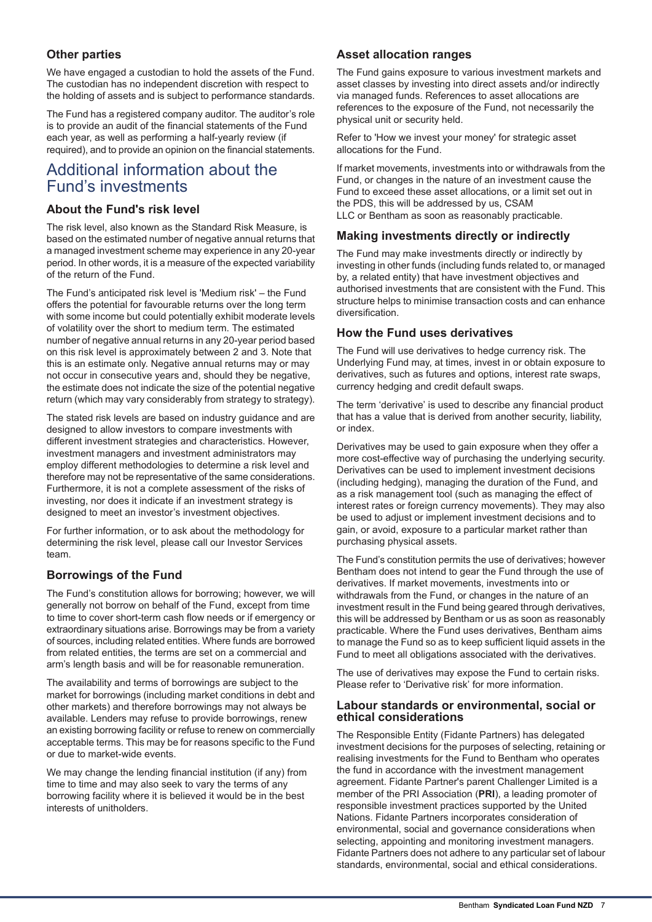### Other parties

We have engaged a custodian to hold the assets of the Fund. The custodian has no independent discretion with respect to the holding of assets and is subject to performance standards.

The Fund has a registered company auditor. The auditor's role is to provide an audit of the financial statements of the Fund each year, as well as performing a half-yearly review (if required), and to provide an opinion on the financial statements.

## Additional information about the Fund's investments

### About the Fund's risk level

The risk level, also known as the Standard Risk Measure, is based on the estimated number of negative annual returns that a managed investment scheme may experience in any 20-year period. In other words, it is a measure of the expected variability of the return of the Fund.

The Fund's anticipated risk level is 'Medium risk' – the Fund offers the potential for favourable returns over the long term with some income but could potentially exhibit moderate levels of volatility over the short to medium term. The estimated number of negative annual returns in any 20-year period based on this risk level is approximately between 2 and 3. Note that this is an estimate only. Negative annual returns may or may not occur in consecutive years and, should they be negative, the estimate does not indicate the size of the potential negative return (which may vary considerably from strategy to strategy).

The stated risk levels are based on industry guidance and are designed to allow investors to compare investments with different investment strategies and characteristics. However, investment managers and investment administrators may employ different methodologies to determine a risk level and therefore may not be representative of the same considerations. Furthermore, it is not a complete assessment of the risks of investing, nor does it indicate if an investment strategy is designed to meet an investor's investment objectives.

For further information, or to ask about the methodology for determining the risk level, please call our Investor Services team.

### Borrowings of the Fund

The Fund's constitution allows for borrowing; however, we will generally not borrow on behalf of the Fund, except from time to time to cover short-term cash flow needs or if emergency or extraordinary situations arise. Borrowings may be from a variety of sources, including related entities. Where funds are borrowed from related entities, the terms are set on a commercial and arm's length basis and will be for reasonable remuneration.

The availability and terms of borrowings are subject to the market for borrowings (including market conditions in debt and other markets) and therefore borrowings may not always be available. Lenders may refuse to provide borrowings, renew an existing borrowing facility or refuse to renew on commercially acceptable terms. This may be for reasons specific to the Fund or due to market-wide events.

We may change the lending financial institution (if any) from time to time and may also seek to vary the terms of any borrowing facility where it is believed it would be in the best interests of unitholders.

### Asset allocation ranges

The Fund gains exposure to various investment markets and asset classes by investing into direct assets and/or indirectly via managed funds. References to asset allocations are references to the exposure of the Fund, not necessarily the physical unit or security held.

Refer to 'How we invest your money' for strategic asset allocations for the Fund.

If market movements, investments into or withdrawals from the Fund, or changes in the nature of an investment cause the Fund to exceed these asset allocations, or a limit set out in the PDS, this will be addressed by us, CSAM LLC or Bentham as soon as reasonably practicable.

### Making investments directly or indirectly

The Fund may make investments directly or indirectly by investing in other funds (including funds related to, or managed by, a related entity) that have investment objectives and authorised investments that are consistent with the Fund. This structure helps to minimise transaction costs and can enhance diversification.

### How the Fund uses derivatives

The Fund will use derivatives to hedge currency risk. The Underlying Fund may, at times, invest in or obtain exposure to derivatives, such as futures and options, interest rate swaps, currency hedging and credit default swaps.

The term 'derivative' is used to describe any financial product that has a value that is derived from another security, liability, or index.

Derivatives may be used to gain exposure when they offer a more cost-effective way of purchasing the underlying security. Derivatives can be used to implement investment decisions (including hedging), managing the duration of the Fund, and as a risk management tool (such as managing the effect of interest rates or foreign currency movements). They may also be used to adjust or implement investment decisions and to gain, or avoid, exposure to a particular market rather than purchasing physical assets.

The Fund's constitution permits the use of derivatives; however Bentham does not intend to gear the Fund through the use of derivatives. If market movements, investments into or withdrawals from the Fund, or changes in the nature of an investment result in the Fund being geared through derivatives, this will be addressed by Bentham or us as soon as reasonably practicable. Where the Fund uses derivatives, Bentham aims to manage the Fund so as to keep sufficient liquid assets in the Fund to meet all obligations associated with the derivatives.

The use of derivatives may expose the Fund to certain risks. Please refer to 'Derivative risk' for more information.

### Labour standards or environmental, social or ethical considerations

The Responsible Entity (Fidante Partners) has delegated investment decisions for the purposes of selecting, retaining or realising investments for the Fund to Bentham who operates the fund in accordance with the investment management agreement. Fidante Partner's parent Challenger Limited is a member of the PRI Association (**PRI**), a leading promoter of responsible investment practices supported by the United Nations. Fidante Partners incorporates consideration of environmental, social and governance considerations when selecting, appointing and monitoring investment managers. Fidante Partners does not adhere to any particular set of labour standards, environmental, social and ethical considerations.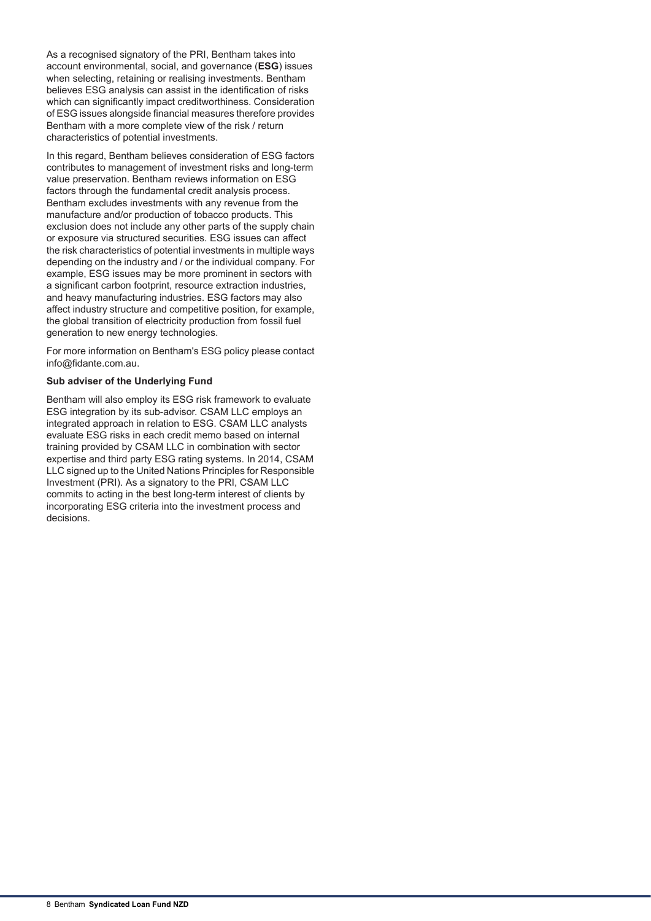As a recognised signatory of the PRI, Bentham takes into account environmental, social, and governance (**ESG**) issues when selecting, retaining or realising investments. Bentham believes ESG analysis can assist in the identification of risks which can significantly impact creditworthiness. Consideration of ESG issues alongside financial measures therefore provides Bentham with a more complete view of the risk / return characteristics of potential investments.

In this regard, Bentham believes consideration of ESG factors contributes to management of investment risks and long-term value preservation. Bentham reviews information on ESG factors through the fundamental credit analysis process. Bentham excludes investments with any revenue from the manufacture and/or production of tobacco products. This exclusion does not include any other parts of the supply chain or exposure via structured securities. ESG issues can affect the risk characteristics of potential investments in multiple ways depending on the industry and / or the individual company. For example, ESG issues may be more prominent in sectors with a significant carbon footprint, resource extraction industries, and heavy manufacturing industries. ESG factors may also affect industry structure and competitive position, for example, the global transition of electricity production from fossil fuel generation to new energy technologies.

For more information on Bentham's ESG policy please contact info@fidante.com.au.

**Sub adviser of the Underlying Fund**

Bentham will also employ its ESG risk framework to evaluate ESG integration by its sub-advisor. CSAM LLC employs an integrated approach in relation to ESG. CSAM LLC analysts evaluate ESG risks in each credit memo based on internal training provided by CSAM LLC in combination with sector expertise and third party ESG rating systems. In 2014, CSAM LLC signed up to the United Nations Principles for Responsible Investment (PRI). As a signatory to the PRI, CSAM LLC commits to acting in the best long-term interest of clients by incorporating ESG criteria into the investment process and decisions.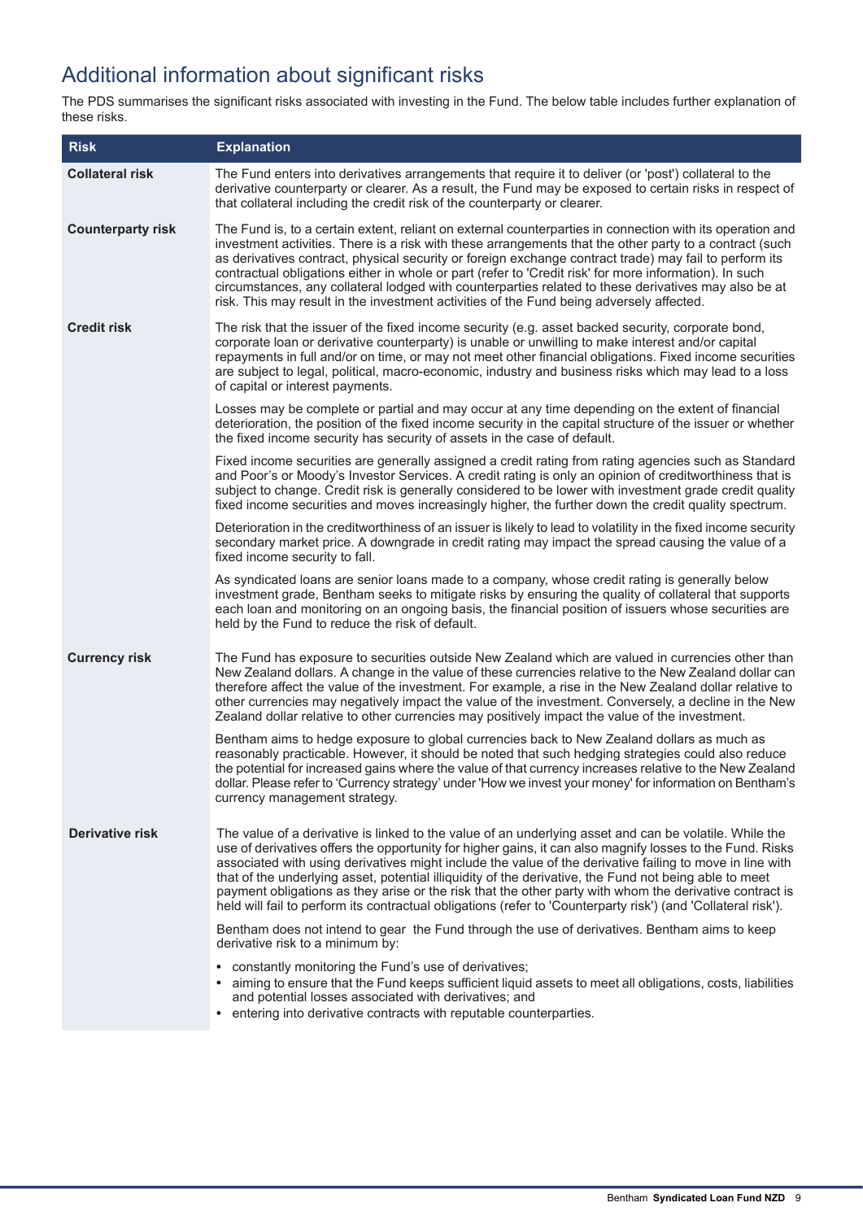## Additional information about significant risks

The PDS summarises the significant risks associated with investing in the Fund. The below table includes further explanation of these risks.

| Risk | Explanation |
|---|---|
| **Collateral risk** | The Fund enters into derivatives arrangements that require it to deliver (or 'post') collateral to the derivative counterparty or clearer. As a result, the Fund may be exposed to certain risks in respect of that collateral including the credit risk of the counterparty or clearer. |
| **Counterparty risk** | The Fund is, to a certain extent, reliant on external counterparties in connection with its operation and investment activities. There is a risk with these arrangements that the other party to a contract (such as derivatives contract, physical security or foreign exchange contract trade) may fail to perform its contractual obligations either in whole or part (refer to 'Credit risk' for more information). In such circumstances, any collateral lodged with counterparties related to these derivatives may also be at risk. This may result in the investment activities of the Fund being adversely affected. |
| **Credit risk** | The risk that the issuer of the fixed income security (e.g. asset backed security, corporate bond, corporate loan or derivative counterparty) is unable or unwilling to make interest and/or capital repayments in full and/or on time, or may not meet other financial obligations. Fixed income securities are subject to legal, political, macro-economic, industry and business risks which may lead to a loss of capital or interest payments.<br><br>Losses may be complete or partial and may occur at any time depending on the extent of financial deterioration, the position of the fixed income security in the capital structure of the issuer or whether the fixed income security has security of assets in the case of default.<br><br>Fixed income securities are generally assigned a credit rating from rating agencies such as Standard and Poor's or Moody's Investor Services. A credit rating is only an opinion of creditworthiness that is subject to change. Credit risk is generally considered to be lower with investment grade credit quality fixed income securities and moves increasingly higher, the further down the credit quality spectrum.<br><br>Deterioration in the creditworthiness of an issuer is likely to lead to volatility in the fixed income security secondary market price. A downgrade in credit rating may impact the spread causing the value of a fixed income security to fall.<br><br>As syndicated loans are senior loans made to a company, whose credit rating is generally below investment grade, Bentham seeks to mitigate risks by ensuring the quality of collateral that supports each loan and monitoring on an ongoing basis, the financial position of issuers whose securities are held by the Fund to reduce the risk of default. |
| **Currency risk** | The Fund has exposure to securities outside New Zealand which are valued in currencies other than New Zealand dollars. A change in the value of these currencies relative to the New Zealand dollar can therefore affect the value of the investment. For example, a rise in the New Zealand dollar relative to other currencies may negatively impact the value of the investment. Conversely, a decline in the New Zealand dollar relative to other currencies may positively impact the value of the investment.<br><br>Bentham aims to hedge exposure to global currencies back to New Zealand dollars as much as reasonably practicable. However, it should be noted that such hedging strategies could also reduce the potential for increased gains where the value of that currency increases relative to the New Zealand dollar. Please refer to 'Currency strategy' under 'How we invest your money' for information on Bentham's currency management strategy. |
| **Derivative risk** | The value of a derivative is linked to the value of an underlying asset and can be volatile. While the use of derivatives offers the opportunity for higher gains, it can also magnify losses to the Fund. Risks associated with using derivatives might include the value of the derivative failing to move in line with that of the underlying asset, potential illiquidity of the derivative, the Fund not being able to meet payment obligations as they arise or the risk that the other party with whom the derivative contract is held will fail to perform its contractual obligations (refer to 'Counterparty risk') (and 'Collateral risk').<br><br>Bentham does not intend to gear the Fund through the use of derivatives. Bentham aims to keep derivative risk to a minimum by:<br><br>• constantly monitoring the Fund's use of derivatives;<br>• aiming to ensure that the Fund keeps sufficient liquid assets to meet all obligations, costs, liabilities and potential losses associated with derivatives; and<br>• entering into derivative contracts with reputable counterparties. |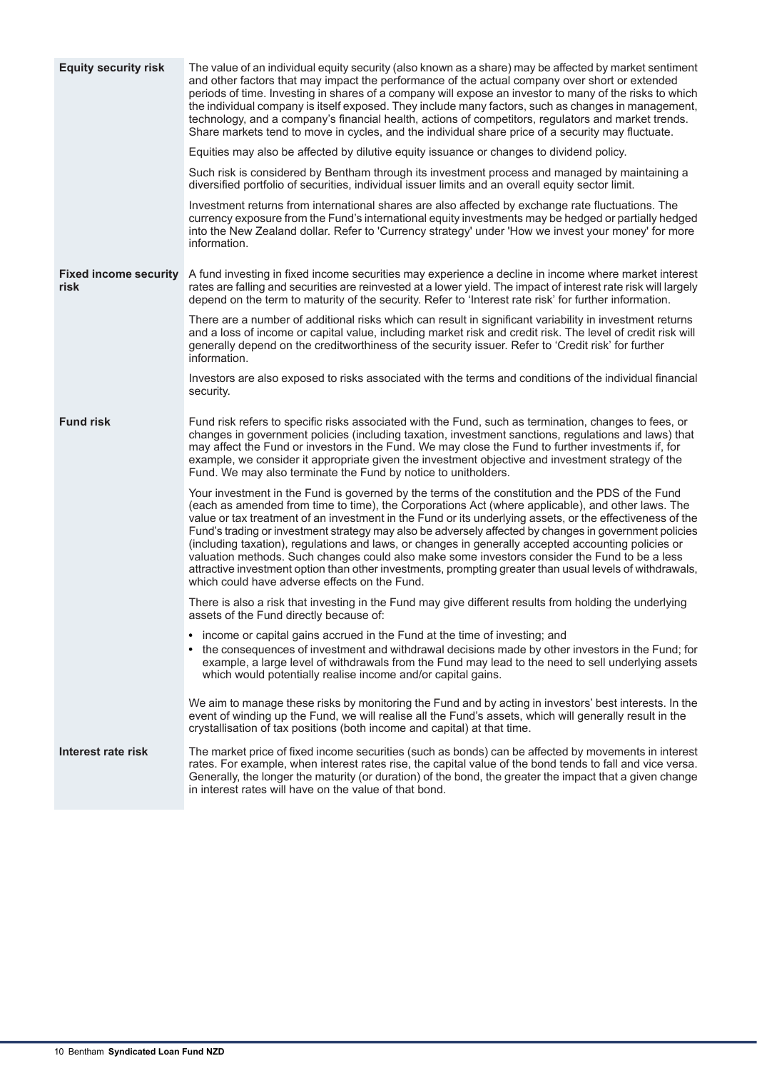| | |
|---|---|
| **Equity security risk** | The value of an individual equity security (also known as a share) may be affected by market sentiment and other factors that may impact the performance of the actual company over short or extended periods of time. Investing in shares of a company will expose an investor to many of the risks to which the individual company is itself exposed. They include many factors, such as changes in management, technology, and a company's financial health, actions of competitors, regulators and market trends. Share markets tend to move in cycles, and the individual share price of a security may fluctuate.<br><br>Equities may also be affected by dilutive equity issuance or changes to dividend policy.<br><br>Such risk is considered by Bentham through its investment process and managed by maintaining a diversified portfolio of securities, individual issuer limits and an overall equity sector limit.<br><br>Investment returns from international shares are also affected by exchange rate fluctuations. The currency exposure from the Fund's international equity investments may be hedged or partially hedged into the New Zealand dollar. Refer to 'Currency strategy' under 'How we invest your money' for more information. |
| **Fixed income security risk** | A fund investing in fixed income securities may experience a decline in income where market interest rates are falling and securities are reinvested at a lower yield. The impact of interest rate risk will largely depend on the term to maturity of the security. Refer to 'Interest rate risk' for further information.<br><br>There are a number of additional risks which can result in significant variability in investment returns and a loss of income or capital value, including market risk and credit risk. The level of credit risk will generally depend on the creditworthiness of the security issuer. Refer to 'Credit risk' for further information.<br><br>Investors are also exposed to risks associated with the terms and conditions of the individual financial security. |
| **Fund risk** | Fund risk refers to specific risks associated with the Fund, such as termination, changes to fees, or changes in government policies (including taxation, investment sanctions, regulations and laws) that may affect the Fund or investors in the Fund. We may close the Fund to further investments if, for example, we consider it appropriate given the investment objective and investment strategy of the Fund. We may also terminate the Fund by notice to unitholders.<br><br>Your investment in the Fund is governed by the terms of the constitution and the PDS of the Fund (each as amended from time to time), the Corporations Act (where applicable), and other laws. The value or tax treatment of an investment in the Fund or its underlying assets, or the effectiveness of the Fund's trading or investment strategy may also be adversely affected by changes in government policies (including taxation), regulations and laws, or changes in generally accepted accounting policies or valuation methods. Such changes could also make some investors consider the Fund to be a less attractive investment option than other investments, prompting greater than usual levels of withdrawals, which could have adverse effects on the Fund.<br><br>There is also a risk that investing in the Fund may give different results from holding the underlying assets of the Fund directly because of:<br><br>• income or capital gains accrued in the Fund at the time of investing; and<br>• the consequences of investment and withdrawal decisions made by other investors in the Fund; for example, a large level of withdrawals from the Fund may lead to the need to sell underlying assets which would potentially realise income and/or capital gains.<br><br>We aim to manage these risks by monitoring the Fund and by acting in investors' best interests. In the event of winding up the Fund, we will realise all the Fund's assets, which will generally result in the crystallisation of tax positions (both income and capital) at that time. |
| **Interest rate risk** | The market price of fixed income securities (such as bonds) can be affected by movements in interest rates. For example, when interest rates rise, the capital value of the bond tends to fall and vice versa. Generally, the longer the maturity (or duration) of the bond, the greater the impact that a given change in interest rates will have on the value of that bond. |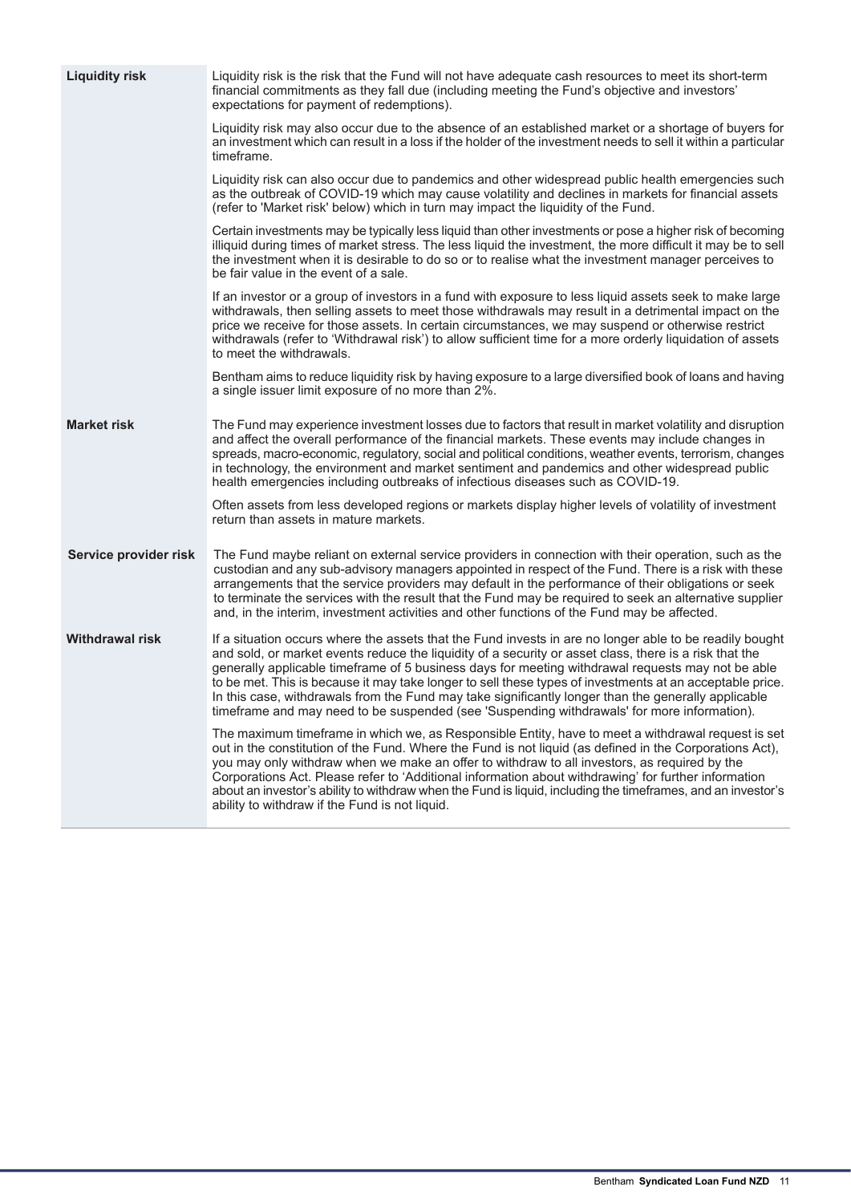| | |
|---|---|
| **Liquidity risk** | Liquidity risk is the risk that the Fund will not have adequate cash resources to meet its short-term financial commitments as they fall due (including meeting the Fund's objective and investors' expectations for payment of redemptions).<br><br>Liquidity risk may also occur due to the absence of an established market or a shortage of buyers for an investment which can result in a loss if the holder of the investment needs to sell it within a particular timeframe.<br><br>Liquidity risk can also occur due to pandemics and other widespread public health emergencies such as the outbreak of COVID-19 which may cause volatility and declines in markets for financial assets (refer to 'Market risk' below) which in turn may impact the liquidity of the Fund.<br><br>Certain investments may be typically less liquid than other investments or pose a higher risk of becoming illiquid during times of market stress. The less liquid the investment, the more difficult it may be to sell the investment when it is desirable to do so or to realise what the investment manager perceives to be fair value in the event of a sale.<br><br>If an investor or a group of investors in a fund with exposure to less liquid assets seek to make large withdrawals, then selling assets to meet those withdrawals may result in a detrimental impact on the price we receive for those assets. In certain circumstances, we may suspend or otherwise restrict withdrawals (refer to 'Withdrawal risk') to allow sufficient time for a more orderly liquidation of assets to meet the withdrawals.<br><br>Bentham aims to reduce liquidity risk by having exposure to a large diversified book of loans and having a single issuer limit exposure of no more than 2%. |
| **Market risk** | The Fund may experience investment losses due to factors that result in market volatility and disruption and affect the overall performance of the financial markets. These events may include changes in spreads, macro-economic, regulatory, social and political conditions, weather events, terrorism, changes in technology, the environment and market sentiment and pandemics and other widespread public health emergencies including outbreaks of infectious diseases such as COVID-19.<br><br>Often assets from less developed regions or markets display higher levels of volatility of investment return than assets in mature markets. |
| **Service provider risk** | The Fund maybe reliant on external service providers in connection with their operation, such as the custodian and any sub-advisory managers appointed in respect of the Fund. There is a risk with these arrangements that the service providers may default in the performance of their obligations or seek to terminate the services with the result that the Fund may be required to seek an alternative supplier and, in the interim, investment activities and other functions of the Fund may be affected. |
| **Withdrawal risk** | If a situation occurs where the assets that the Fund invests in are no longer able to be readily bought and sold, or market events reduce the liquidity of a security or asset class, there is a risk that the generally applicable timeframe of 5 business days for meeting withdrawal requests may not be able to be met. This is because it may take longer to sell these types of investments at an acceptable price. In this case, withdrawals from the Fund may take significantly longer than the generally applicable timeframe and may need to be suspended (see 'Suspending withdrawals' for more information).<br><br>The maximum timeframe in which we, as Responsible Entity, have to meet a withdrawal request is set out in the constitution of the Fund. Where the Fund is not liquid (as defined in the Corporations Act), you may only withdraw when we make an offer to withdraw to all investors, as required by the Corporations Act. Please refer to 'Additional information about withdrawing' for further information about an investor's ability to withdraw when the Fund is liquid, including the timeframes, and an investor's ability to withdraw if the Fund is not liquid. |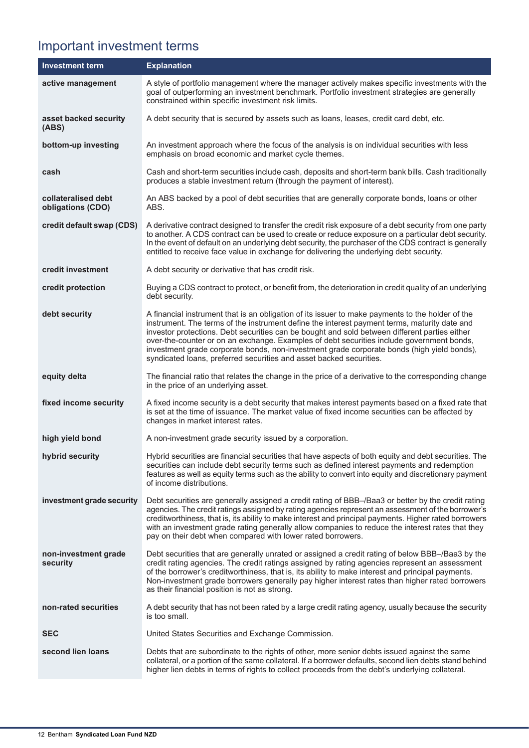# Important investment terms

| Investment term | Explanation |
|---|---|
| **active management** | A style of portfolio management where the manager actively makes specific investments with the goal of outperforming an investment benchmark. Portfolio investment strategies are generally constrained within specific investment risk limits. |
| **asset backed security (ABS)** | A debt security that is secured by assets such as loans, leases, credit card debt, etc. |
| **bottom-up investing** | An investment approach where the focus of the analysis is on individual securities with less emphasis on broad economic and market cycle themes. |
| **cash** | Cash and short-term securities include cash, deposits and short-term bank bills. Cash traditionally produces a stable investment return (through the payment of interest). |
| **collateralised debt obligations (CDO)** | An ABS backed by a pool of debt securities that are generally corporate bonds, loans or other ABS. |
| **credit default swap (CDS)** | A derivative contract designed to transfer the credit risk exposure of a debt security from one party to another. A CDS contract can be used to create or reduce exposure on a particular debt security. In the event of default on an underlying debt security, the purchaser of the CDS contract is generally entitled to receive face value in exchange for delivering the underlying debt security. |
| **credit investment** | A debt security or derivative that has credit risk. |
| **credit protection** | Buying a CDS contract to protect, or benefit from, the deterioration in credit quality of an underlying debt security. |
| **debt security** | A financial instrument that is an obligation of its issuer to make payments to the holder of the instrument. The terms of the instrument define the interest payment terms, maturity date and investor protections. Debt securities can be bought and sold between different parties either over-the-counter or on an exchange. Examples of debt securities include government bonds, investment grade corporate bonds, non-investment grade corporate bonds (high yield bonds), syndicated loans, preferred securities and asset backed securities. |
| **equity delta** | The financial ratio that relates the change in the price of a derivative to the corresponding change in the price of an underlying asset. |
| **fixed income security** | A fixed income security is a debt security that makes interest payments based on a fixed rate that is set at the time of issuance. The market value of fixed income securities can be affected by changes in market interest rates. |
| **high yield bond** | A non-investment grade security issued by a corporation. |
| **hybrid security** | Hybrid securities are financial securities that have aspects of both equity and debt securities. The securities can include debt security terms such as defined interest payments and redemption features as well as equity terms such as the ability to convert into equity and discretionary payment of income distributions. |
| **investment grade security** | Debt securities are generally assigned a credit rating of BBB–/Baa3 or better by the credit rating agencies. The credit ratings assigned by rating agencies represent an assessment of the borrower's creditworthiness, that is, its ability to make interest and principal payments. Higher rated borrowers with an investment grade rating generally allow companies to reduce the interest rates that they pay on their debt when compared with lower rated borrowers. |
| **non-investment grade security** | Debt securities that are generally unrated or assigned a credit rating of below BBB–/Baa3 by the credit rating agencies. The credit ratings assigned by rating agencies represent an assessment of the borrower's creditworthiness, that is, its ability to make interest and principal payments. Non-investment grade borrowers generally pay higher interest rates than higher rated borrowers as their financial position is not as strong. |
| **non-rated securities** | A debt security that has not been rated by a large credit rating agency, usually because the security is too small. |
| **SEC** | United States Securities and Exchange Commission. |
| **second lien loans** | Debts that are subordinate to the rights of other, more senior debts issued against the same collateral, or a portion of the same collateral. If a borrower defaults, second lien debts stand behind higher lien debts in terms of rights to collect proceeds from the debt's underlying collateral. |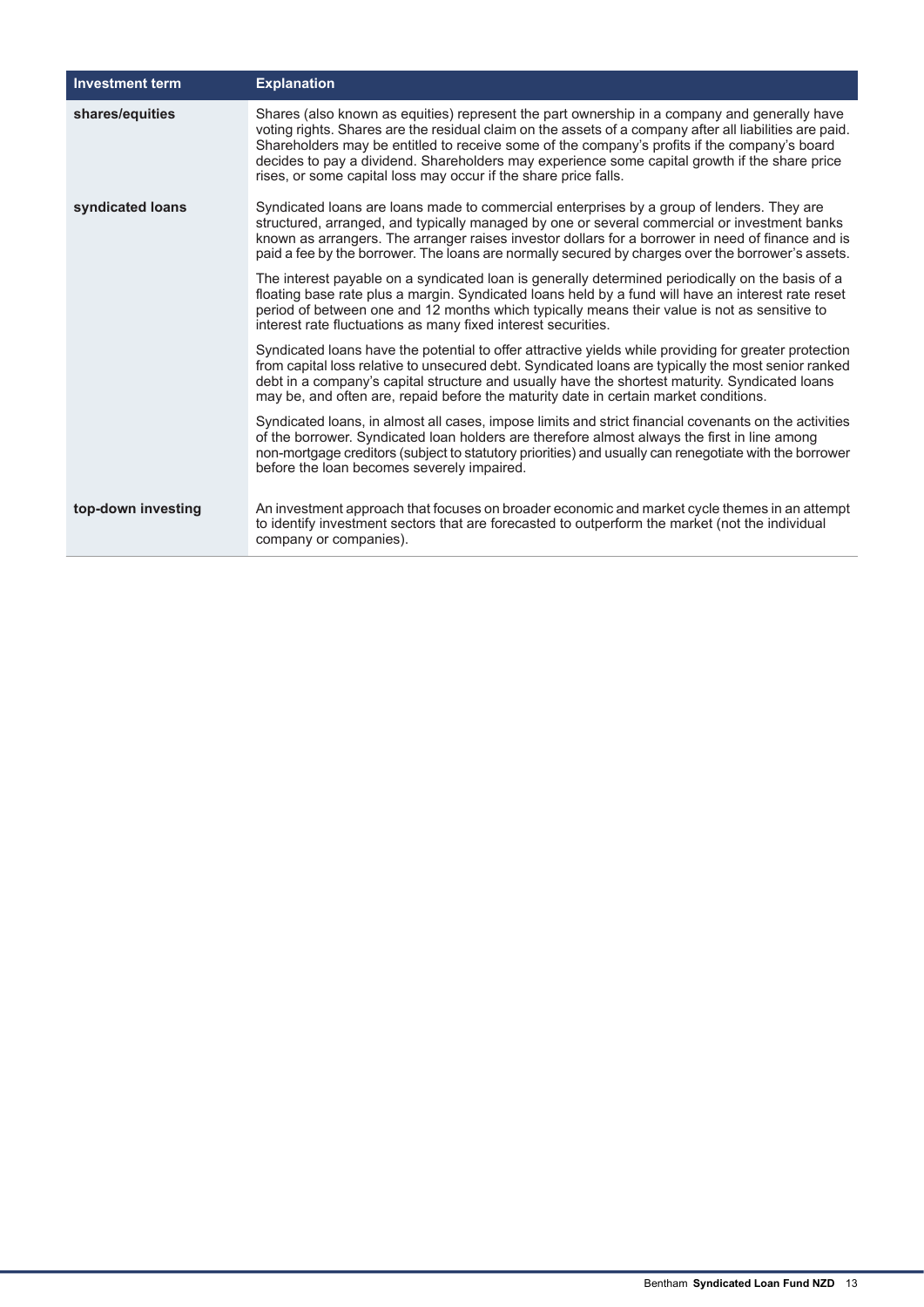| Investment term | Explanation |
|---|---|
| **shares/equities** | Shares (also known as equities) represent the part ownership in a company and generally have voting rights. Shares are the residual claim on the assets of a company after all liabilities are paid. Shareholders may be entitled to receive some of the company's profits if the company's board decides to pay a dividend. Shareholders may experience some capital growth if the share price rises, or some capital loss may occur if the share price falls. |
| **syndicated loans** | Syndicated loans are loans made to commercial enterprises by a group of lenders. They are structured, arranged, and typically managed by one or several commercial or investment banks known as arrangers. The arranger raises investor dollars for a borrower in need of finance and is paid a fee by the borrower. The loans are normally secured by charges over the borrower's assets.<br><br>The interest payable on a syndicated loan is generally determined periodically on the basis of a floating base rate plus a margin. Syndicated loans held by a fund will have an interest rate reset period of between one and 12 months which typically means their value is not as sensitive to interest rate fluctuations as many fixed interest securities.<br><br>Syndicated loans have the potential to offer attractive yields while providing for greater protection from capital loss relative to unsecured debt. Syndicated loans are typically the most senior ranked debt in a company's capital structure and usually have the shortest maturity. Syndicated loans may be, and often are, repaid before the maturity date in certain market conditions.<br><br>Syndicated loans, in almost all cases, impose limits and strict financial covenants on the activities of the borrower. Syndicated loan holders are therefore almost always the first in line among non-mortgage creditors (subject to statutory priorities) and usually can renegotiate with the borrower before the loan becomes severely impaired. |
| **top-down investing** | An investment approach that focuses on broader economic and market cycle themes in an attempt to identify investment sectors that are forecasted to outperform the market (not the individual company or companies). |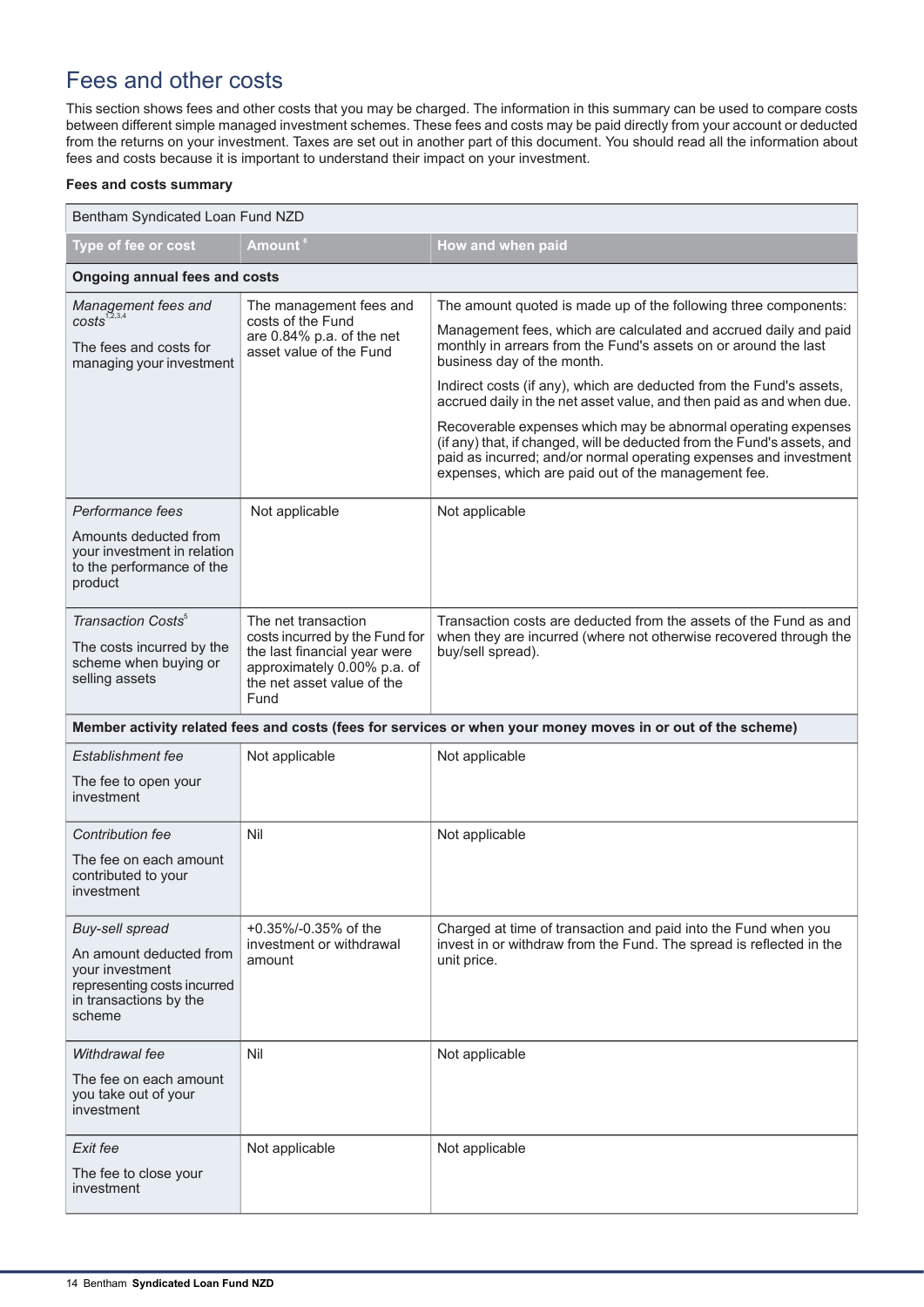## Fees and other costs

This section shows fees and other costs that you may be charged. The information in this summary can be used to compare costs between different simple managed investment schemes. These fees and costs may be paid directly from your account or deducted from the returns on your investment. Taxes are set out in another part of this document. You should read all the information about fees and costs because it is important to understand their impact on your investment.

**Fees and costs summary**

| Bentham Syndicated Loan Fund NZD | | |
|---|---|---|
| **Type of fee or cost** | **Amount** [6] | **How and when paid** |
| **Ongoing annual fees and costs** | | |
| *Management fees and costs* [1,2,3,4]<br><br>The fees and costs for managing your investment | The management fees and costs of the Fund are 0.84% p.a. of the net asset value of the Fund | The amount quoted is made up of the following three components:<br><br>Management fees, which are calculated and accrued daily and paid monthly in arrears from the Fund's assets on or around the last business day of the month.<br><br>Indirect costs (if any), which are deducted from the Fund's assets, accrued daily in the net asset value, and then paid as and when due.<br><br>Recoverable expenses which may be abnormal operating expenses (if any) that, if changed, will be deducted from the Fund's assets, and paid as incurred; and/or normal operating expenses and investment expenses, which are paid out of the management fee. |
| *Performance fees*<br><br>Amounts deducted from your investment in relation to the performance of the product | Not applicable | Not applicable |
| *Transaction Costs* [5]<br><br>The costs incurred by the scheme when buying or selling assets | The net transaction costs incurred by the Fund for the last financial year were approximately 0.00% p.a. of the net asset value of the Fund | Transaction costs are deducted from the assets of the Fund as and when they are incurred (where not otherwise recovered through the buy/sell spread). |
| **Member activity related fees and costs (fees for services or when your money moves in or out of the scheme)** | | |
| *Establishment fee*<br><br>The fee to open your investment | Not applicable | Not applicable |
| *Contribution fee*<br><br>The fee on each amount contributed to your investment | Nil | Not applicable |
| *Buy-sell spread*<br><br>An amount deducted from your investment representing costs incurred in transactions by the scheme | +0.35%/-0.35% of the investment or withdrawal amount | Charged at time of transaction and paid into the Fund when you invest in or withdraw from the Fund. The spread is reflected in the unit price. |
| *Withdrawal fee*<br><br>The fee on each amount you take out of your investment | Nil | Not applicable |
| *Exit fee*<br><br>The fee to close your investment | Not applicable | Not applicable |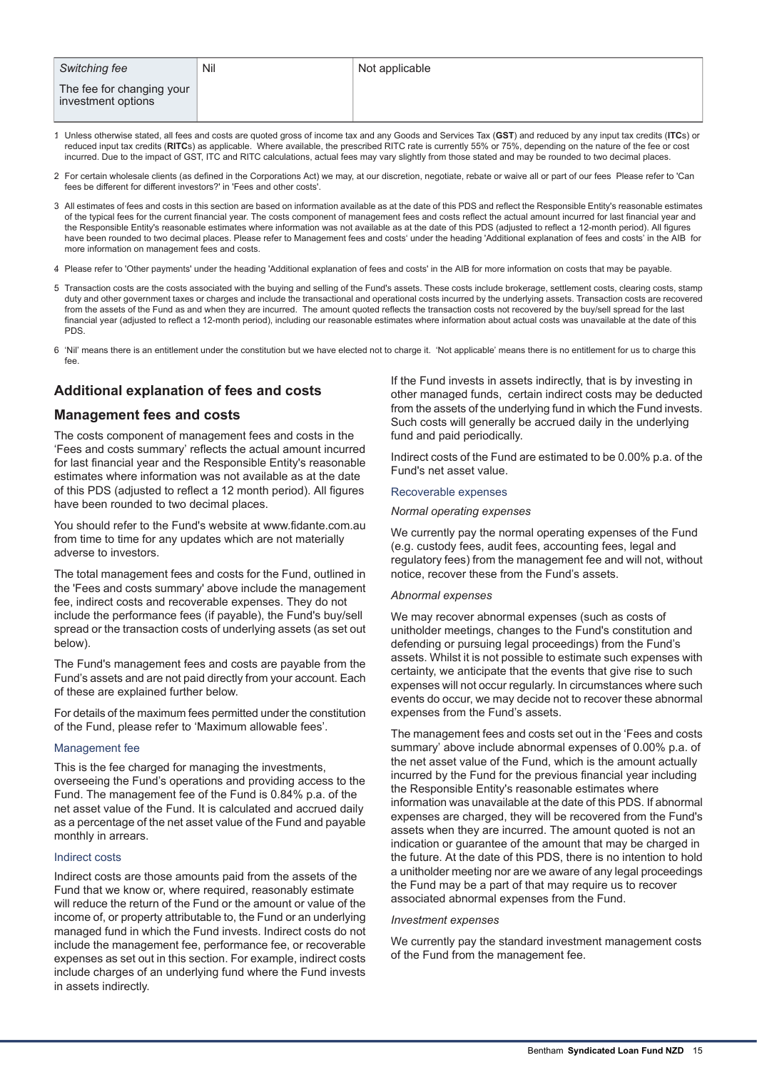| *Switching fee*<br>The fee for changing your investment options | Nil | Not applicable |
|---|---|---|

1 Unless otherwise stated, all fees and costs are quoted gross of income tax and any Goods and Services Tax (**GST**) and reduced by any input tax credits (**ITC**s) or reduced input tax credits (**RITC**s) as applicable. Where available, the prescribed RITC rate is currently 55% or 75%, depending on the nature of the fee or cost incurred. Due to the impact of GST, ITC and RITC calculations, actual fees may vary slightly from those stated and may be rounded to two decimal places.

2 For certain wholesale clients (as defined in the Corporations Act) we may, at our discretion, negotiate, rebate or waive all or part of our fees Please refer to 'Can fees be different for different investors?' in 'Fees and other costs'.

3 All estimates of fees and costs in this section are based on information available as at the date of this PDS and reflect the Responsible Entity's reasonable estimates of the typical fees for the current financial year. The costs component of management fees and costs reflect the actual amount incurred for last financial year and the Responsible Entity's reasonable estimates where information was not available as at the date of this PDS (adjusted to reflect a 12-month period). All figures have been rounded to two decimal places. Please refer to Management fees and costs' under the heading 'Additional explanation of fees and costs' in the AIB for more information on management fees and costs.

4 Please refer to 'Other payments' under the heading 'Additional explanation of fees and costs' in the AIB for more information on costs that may be payable.

5 Transaction costs are the costs associated with the buying and selling of the Fund's assets. These costs include brokerage, settlement costs, clearing costs, stamp duty and other government taxes or charges and include the transactional and operational costs incurred by the underlying assets. Transaction costs are recovered from the assets of the Fund as and when they are incurred. The amount quoted reflects the transaction costs not recovered by the buy/sell spread for the last financial year (adjusted to reflect a 12-month period), including our reasonable estimates where information about actual costs was unavailable at the date of this PDS.

6 'Nil' means there is an entitlement under the constitution but we have elected not to charge it. 'Not applicable' means there is no entitlement for us to charge this fee.

## Additional explanation of fees and costs

### Management fees and costs

The costs component of management fees and costs in the 'Fees and costs summary' reflects the actual amount incurred for last financial year and the Responsible Entity's reasonable estimates where information was not available as at the date of this PDS (adjusted to reflect a 12 month period). All figures have been rounded to two decimal places.

You should refer to the Fund's website at www.fidante.com.au from time to time for any updates which are not materially adverse to investors.

The total management fees and costs for the Fund, outlined in the 'Fees and costs summary' above include the management fee, indirect costs and recoverable expenses. They do not include the performance fees (if payable), the Fund's buy/sell spread or the transaction costs of underlying assets (as set out below).

The Fund's management fees and costs are payable from the Fund's assets and are not paid directly from your account. Each of these are explained further below.

For details of the maximum fees permitted under the constitution of the Fund, please refer to 'Maximum allowable fees'.

#### Management fee

This is the fee charged for managing the investments, overseeing the Fund's operations and providing access to the Fund. The management fee of the Fund is 0.84% p.a. of the net asset value of the Fund. It is calculated and accrued daily as a percentage of the net asset value of the Fund and payable monthly in arrears.

#### Indirect costs

Indirect costs are those amounts paid from the assets of the Fund that we know or, where required, reasonably estimate will reduce the return of the Fund or the amount or value of the income of, or property attributable to, the Fund or an underlying managed fund in which the Fund invests. Indirect costs do not include the management fee, performance fee, or recoverable expenses as set out in this section. For example, indirect costs include charges of an underlying fund where the Fund invests in assets indirectly.

If the Fund invests in assets indirectly, that is by investing in other managed funds, certain indirect costs may be deducted from the assets of the underlying fund in which the Fund invests. Such costs will generally be accrued daily in the underlying fund and paid periodically.

Indirect costs of the Fund are estimated to be 0.00% p.a. of the Fund's net asset value.

#### Recoverable expenses

*Normal operating expenses*

We currently pay the normal operating expenses of the Fund (e.g. custody fees, audit fees, accounting fees, legal and regulatory fees) from the management fee and will not, without notice, recover these from the Fund's assets.

*Abnormal expenses*

We may recover abnormal expenses (such as costs of unitholder meetings, changes to the Fund's constitution and defending or pursuing legal proceedings) from the Fund's assets. Whilst it is not possible to estimate such expenses with certainty, we anticipate that the events that give rise to such expenses will not occur regularly. In circumstances where such events do occur, we may decide not to recover these abnormal expenses from the Fund's assets.

The management fees and costs set out in the 'Fees and costs summary' above include abnormal expenses of 0.00% p.a. of the net asset value of the Fund, which is the amount actually incurred by the Fund for the previous financial year including the Responsible Entity's reasonable estimates where information was unavailable at the date of this PDS. If abnormal expenses are charged, they will be recovered from the Fund's assets when they are incurred. The amount quoted is not an indication or guarantee of the amount that may be charged in the future. At the date of this PDS, there is no intention to hold a unitholder meeting nor are we aware of any legal proceedings the Fund may be a part of that may require us to recover associated abnormal expenses from the Fund.

*Investment expenses*

We currently pay the standard investment management costs of the Fund from the management fee.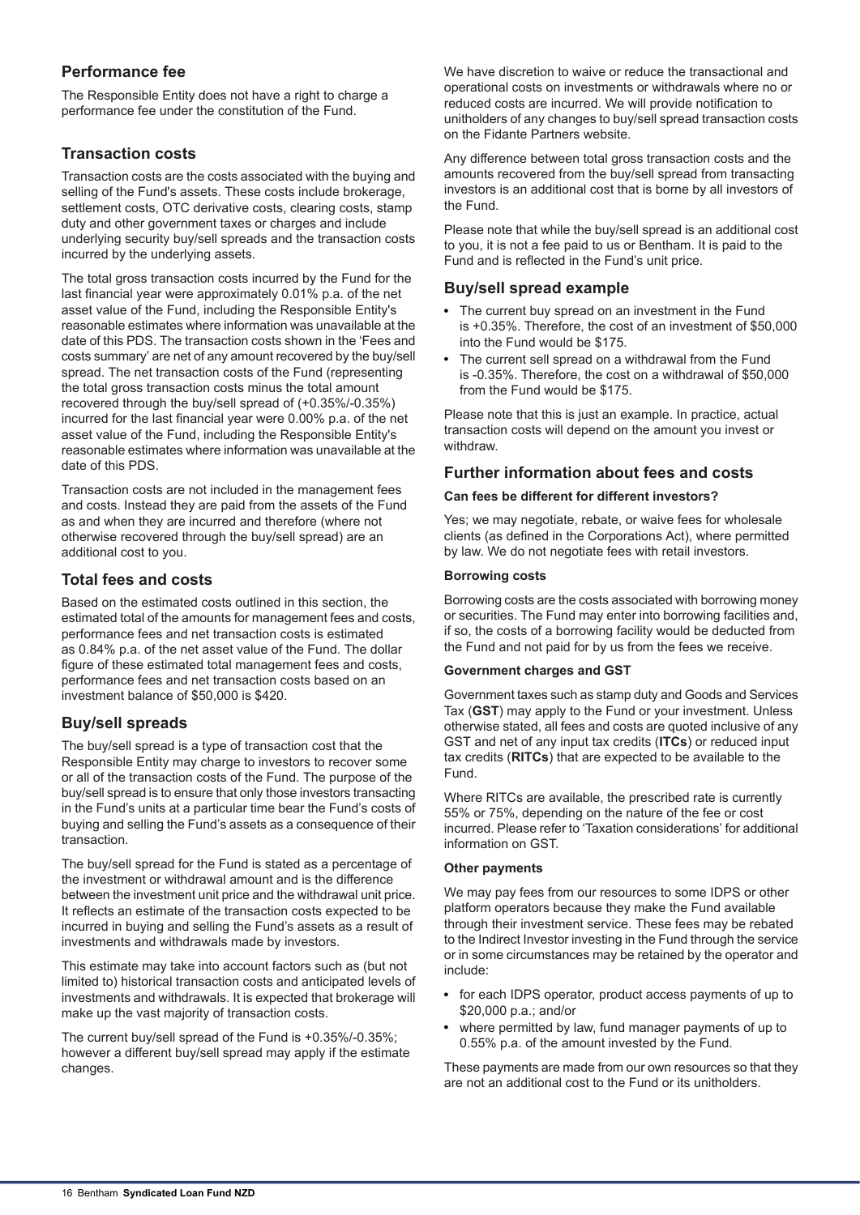## Performance fee

The Responsible Entity does not have a right to charge a performance fee under the constitution of the Fund.

## Transaction costs

Transaction costs are the costs associated with the buying and selling of the Fund's assets. These costs include brokerage, settlement costs, OTC derivative costs, clearing costs, stamp duty and other government taxes or charges and include underlying security buy/sell spreads and the transaction costs incurred by the underlying assets.

The total gross transaction costs incurred by the Fund for the last financial year were approximately 0.01% p.a. of the net asset value of the Fund, including the Responsible Entity's reasonable estimates where information was unavailable at the date of this PDS. The transaction costs shown in the 'Fees and costs summary' are net of any amount recovered by the buy/sell spread. The net transaction costs of the Fund (representing the total gross transaction costs minus the total amount recovered through the buy/sell spread of (+0.35%/-0.35%) incurred for the last financial year were 0.00% p.a. of the net asset value of the Fund, including the Responsible Entity's reasonable estimates where information was unavailable at the date of this PDS.

Transaction costs are not included in the management fees and costs. Instead they are paid from the assets of the Fund as and when they are incurred and therefore (where not otherwise recovered through the buy/sell spread) are an additional cost to you.

## Total fees and costs

Based on the estimated costs outlined in this section, the estimated total of the amounts for management fees and costs, performance fees and net transaction costs is estimated as 0.84% p.a. of the net asset value of the Fund. The dollar figure of these estimated total management fees and costs, performance fees and net transaction costs based on an investment balance of $50,000 is $420.

## Buy/sell spreads

The buy/sell spread is a type of transaction cost that the Responsible Entity may charge to investors to recover some or all of the transaction costs of the Fund. The purpose of the buy/sell spread is to ensure that only those investors transacting in the Fund's units at a particular time bear the Fund's costs of buying and selling the Fund's assets as a consequence of their transaction.

The buy/sell spread for the Fund is stated as a percentage of the investment or withdrawal amount and is the difference between the investment unit price and the withdrawal unit price. It reflects an estimate of the transaction costs expected to be incurred in buying and selling the Fund's assets as a result of investments and withdrawals made by investors.

This estimate may take into account factors such as (but not limited to) historical transaction costs and anticipated levels of investments and withdrawals. It is expected that brokerage will make up the vast majority of transaction costs.

The current buy/sell spread of the Fund is +0.35%/-0.35%; however a different buy/sell spread may apply if the estimate changes.

We have discretion to waive or reduce the transactional and operational costs on investments or withdrawals where no or reduced costs are incurred. We will provide notification to unitholders of any changes to buy/sell spread transaction costs on the Fidante Partners website.

Any difference between total gross transaction costs and the amounts recovered from the buy/sell spread from transacting investors is an additional cost that is borne by all investors of the Fund.

Please note that while the buy/sell spread is an additional cost to you, it is not a fee paid to us or Bentham. It is paid to the Fund and is reflected in the Fund's unit price.

## Buy/sell spread example

- The current buy spread on an investment in the Fund is +0.35%. Therefore, the cost of an investment of $50,000 into the Fund would be $175.
- The current sell spread on a withdrawal from the Fund is -0.35%. Therefore, the cost on a withdrawal of $50,000 from the Fund would be $175.

Please note that this is just an example. In practice, actual transaction costs will depend on the amount you invest or withdraw.

## Further information about fees and costs

**Can fees be different for different investors?**

Yes; we may negotiate, rebate, or waive fees for wholesale clients (as defined in the Corporations Act), where permitted by law. We do not negotiate fees with retail investors.

**Borrowing costs**

Borrowing costs are the costs associated with borrowing money or securities. The Fund may enter into borrowing facilities and, if so, the costs of a borrowing facility would be deducted from the Fund and not paid for by us from the fees we receive.

**Government charges and GST**

Government taxes such as stamp duty and Goods and Services Tax (**GST**) may apply to the Fund or your investment. Unless otherwise stated, all fees and costs are quoted inclusive of any GST and net of any input tax credits (**ITCs**) or reduced input tax credits (**RITCs**) that are expected to be available to the Fund.

Where RITCs are available, the prescribed rate is currently 55% or 75%, depending on the nature of the fee or cost incurred. Please refer to 'Taxation considerations' for additional information on GST.

**Other payments**

We may pay fees from our resources to some IDPS or other platform operators because they make the Fund available through their investment service. These fees may be rebated to the Indirect Investor investing in the Fund through the service or in some circumstances may be retained by the operator and include:

- for each IDPS operator, product access payments of up to $20,000 p.a.; and/or
- where permitted by law, fund manager payments of up to 0.55% p.a. of the amount invested by the Fund.

These payments are made from our own resources so that they are not an additional cost to the Fund or its unitholders.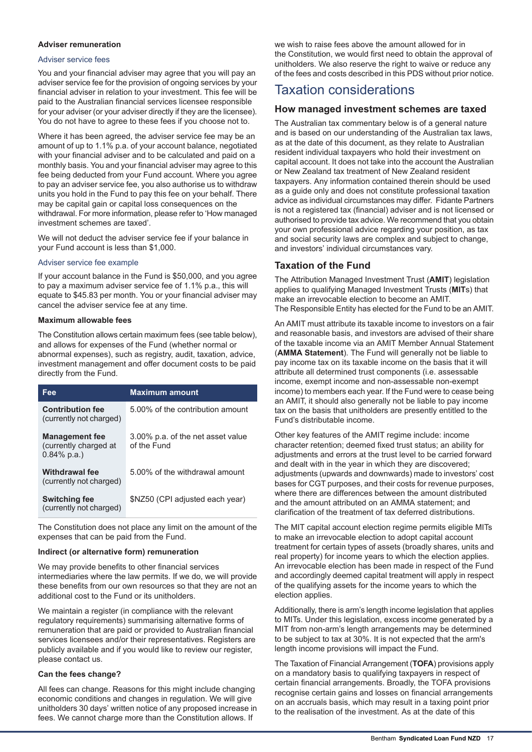**Adviser remuneration**

### Adviser service fees

You and your financial adviser may agree that you will pay an adviser service fee for the provision of ongoing services by your financial adviser in relation to your investment. This fee will be paid to the Australian financial services licensee responsible for your adviser (or your adviser directly if they are the licensee). You do not have to agree to these fees if you choose not to.

Where it has been agreed, the adviser service fee may be an amount of up to 1.1% p.a. of your account balance, negotiated with your financial adviser and to be calculated and paid on a monthly basis. You and your financial adviser may agree to this fee being deducted from your Fund account. Where you agree to pay an adviser service fee, you also authorise us to withdraw units you hold in the Fund to pay this fee on your behalf. There may be capital gain or capital loss consequences on the withdrawal. For more information, please refer to 'How managed investment schemes are taxed'.

We will not deduct the adviser service fee if your balance in your Fund account is less than $1,000.

### Adviser service fee example

If your account balance in the Fund is $50,000, and you agree to pay a maximum adviser service fee of 1.1% p.a., this will equate to $45.83 per month. You or your financial adviser may cancel the adviser service fee at any time.

**Maximum allowable fees**

The Constitution allows certain maximum fees (see table below), and allows for expenses of the Fund (whether normal or abnormal expenses), such as registry, audit, taxation, advice, investment management and offer document costs to be paid directly from the Fund.

| Fee | Maximum amount |
|---|---|
| **Contribution fee** (currently not charged) | 5.00% of the contribution amount |
| **Management fee** (currently charged at 0.84% p.a.) | 3.00% p.a. of the net asset value of the Fund |
| **Withdrawal fee** (currently not charged) | 5.00% of the withdrawal amount |
| **Switching fee** (currently not charged) | $NZ50 (CPI adjusted each year) |

The Constitution does not place any limit on the amount of the expenses that can be paid from the Fund.

**Indirect (or alternative form) remuneration**

We may provide benefits to other financial services intermediaries where the law permits. If we do, we will provide these benefits from our own resources so that they are not an additional cost to the Fund or its unitholders.

We maintain a register (in compliance with the relevant regulatory requirements) summarising alternative forms of remuneration that are paid or provided to Australian financial services licensees and/or their representatives. Registers are publicly available and if you would like to review our register, please contact us.

**Can the fees change?**

All fees can change. Reasons for this might include changing economic conditions and changes in regulation. We will give unitholders 30 days' written notice of any proposed increase in fees. We cannot charge more than the Constitution allows. If we wish to raise fees above the amount allowed for in the Constitution, we would first need to obtain the approval of unitholders. We also reserve the right to waive or reduce any of the fees and costs described in this PDS without prior notice.

# Taxation considerations

## How managed investment schemes are taxed

The Australian tax commentary below is of a general nature and is based on our understanding of the Australian tax laws, as at the date of this document, as they relate to Australian resident individual taxpayers who hold their investment on capital account. It does not take into the account the Australian or New Zealand tax treatment of New Zealand resident taxpayers. Any information contained therein should be used as a guide only and does not constitute professional taxation advice as individual circumstances may differ. Fidante Partners is not a registered tax (financial) adviser and is not licensed or authorised to provide tax advice. We recommend that you obtain your own professional advice regarding your position, as tax and social security laws are complex and subject to change, and investors' individual circumstances vary.

## Taxation of the Fund

The Attribution Managed Investment Trust (**AMIT**) legislation applies to qualifying Managed Investment Trusts (**MIT**s) that make an irrevocable election to become an AMIT. The Responsible Entity has elected for the Fund to be an AMIT.

An AMIT must attribute its taxable income to investors on a fair and reasonable basis, and investors are advised of their share of the taxable income via an AMIT Member Annual Statement (**AMMA Statement**). The Fund will generally not be liable to pay income tax on its taxable income on the basis that it will attribute all determined trust components (i.e. assessable income, exempt income and non-assessable non-exempt income) to members each year. If the Fund were to cease being an AMIT, it should also generally not be liable to pay income tax on the basis that unitholders are presently entitled to the Fund's distributable income.

Other key features of the AMIT regime include: income character retention; deemed fixed trust status; an ability for adjustments and errors at the trust level to be carried forward and dealt with in the year in which they are discovered; adjustments (upwards and downwards) made to investors' cost bases for CGT purposes, and their costs for revenue purposes, where there are differences between the amount distributed and the amount attributed on an AMMA statement; and clarification of the treatment of tax deferred distributions.

The MIT capital account election regime permits eligible MITs to make an irrevocable election to adopt capital account treatment for certain types of assets (broadly shares, units and real property) for income years to which the election applies. An irrevocable election has been made in respect of the Fund and accordingly deemed capital treatment will apply in respect of the qualifying assets for the income years to which the election applies.

Additionally, there is arm's length income legislation that applies to MITs. Under this legislation, excess income generated by a MIT from non-arm's length arrangements may be determined to be subject to tax at 30%. It is not expected that the arm's length income provisions will impact the Fund.

The Taxation of Financial Arrangement (**TOFA**) provisions apply on a mandatory basis to qualifying taxpayers in respect of certain financial arrangements. Broadly, the TOFA provisions recognise certain gains and losses on financial arrangements on an accruals basis, which may result in a taxing point prior to the realisation of the investment. As at the date of this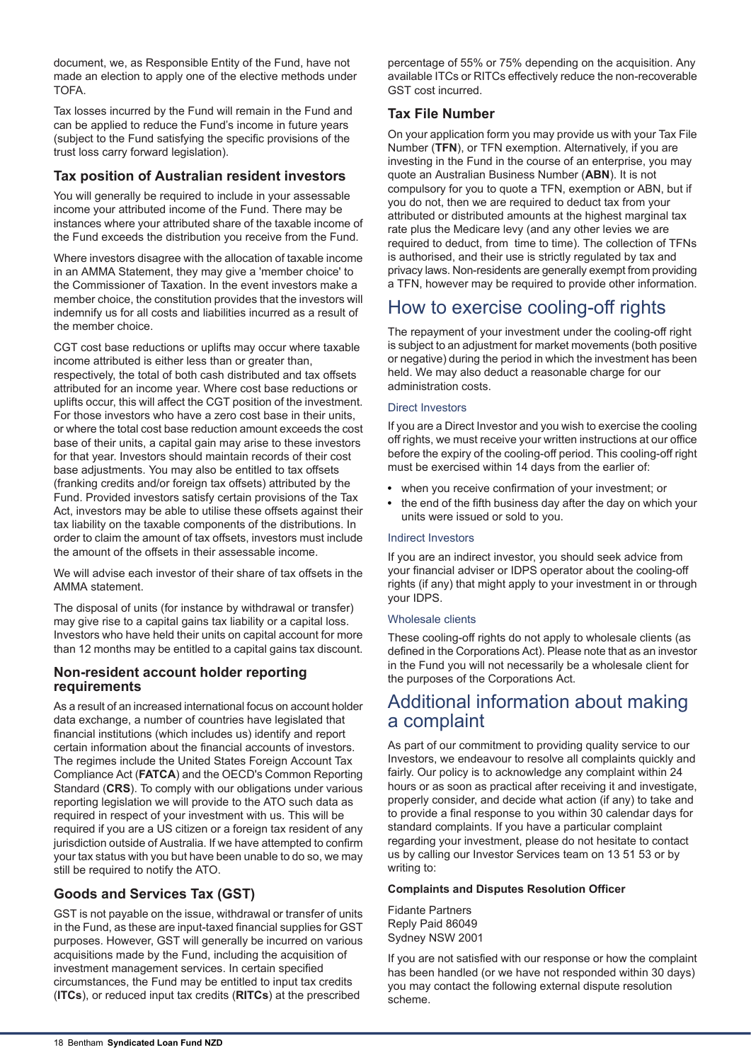document, we, as Responsible Entity of the Fund, have not made an election to apply one of the elective methods under TOFA.

Tax losses incurred by the Fund will remain in the Fund and can be applied to reduce the Fund's income in future years (subject to the Fund satisfying the specific provisions of the trust loss carry forward legislation).

### Tax position of Australian resident investors

You will generally be required to include in your assessable income your attributed income of the Fund. There may be instances where your attributed share of the taxable income of the Fund exceeds the distribution you receive from the Fund.

Where investors disagree with the allocation of taxable income in an AMMA Statement, they may give a 'member choice' to the Commissioner of Taxation. In the event investors make a member choice, the constitution provides that the investors will indemnify us for all costs and liabilities incurred as a result of the member choice.

CGT cost base reductions or uplifts may occur where taxable income attributed is either less than or greater than, respectively, the total of both cash distributed and tax offsets attributed for an income year. Where cost base reductions or uplifts occur, this will affect the CGT position of the investment. For those investors who have a zero cost base in their units, or where the total cost base reduction amount exceeds the cost base of their units, a capital gain may arise to these investors for that year. Investors should maintain records of their cost base adjustments. You may also be entitled to tax offsets (franking credits and/or foreign tax offsets) attributed by the Fund. Provided investors satisfy certain provisions of the Tax Act, investors may be able to utilise these offsets against their tax liability on the taxable components of the distributions. In order to claim the amount of tax offsets, investors must include the amount of the offsets in their assessable income.

We will advise each investor of their share of tax offsets in the AMMA statement.

The disposal of units (for instance by withdrawal or transfer) may give rise to a capital gains tax liability or a capital loss. Investors who have held their units on capital account for more than 12 months may be entitled to a capital gains tax discount.

### Non-resident account holder reporting requirements

As a result of an increased international focus on account holder data exchange, a number of countries have legislated that financial institutions (which includes us) identify and report certain information about the financial accounts of investors. The regimes include the United States Foreign Account Tax Compliance Act (**FATCA**) and the OECD's Common Reporting Standard (**CRS**). To comply with our obligations under various reporting legislation we will provide to the ATO such data as required in respect of your investment with us. This will be required if you are a US citizen or a foreign tax resident of any jurisdiction outside of Australia. If we have attempted to confirm your tax status with you but have been unable to do so, we may still be required to notify the ATO.

### Goods and Services Tax (GST)

GST is not payable on the issue, withdrawal or transfer of units in the Fund, as these are input-taxed financial supplies for GST purposes. However, GST will generally be incurred on various acquisitions made by the Fund, including the acquisition of investment management services. In certain specified circumstances, the Fund may be entitled to input tax credits (**ITCs**), or reduced input tax credits (**RITCs**) at the prescribed percentage of 55% or 75% depending on the acquisition. Any available ITCs or RITCs effectively reduce the non-recoverable GST cost incurred.

### Tax File Number

On your application form you may provide us with your Tax File Number (**TFN**), or TFN exemption. Alternatively, if you are investing in the Fund in the course of an enterprise, you may quote an Australian Business Number (**ABN**). It is not compulsory for you to quote a TFN, exemption or ABN, but if you do not, then we are required to deduct tax from your attributed or distributed amounts at the highest marginal tax rate plus the Medicare levy (and any other levies we are required to deduct, from time to time). The collection of TFNs is authorised, and their use is strictly regulated by tax and privacy laws. Non-residents are generally exempt from providing a TFN, however may be required to provide other information.

## How to exercise cooling-off rights

The repayment of your investment under the cooling-off right is subject to an adjustment for market movements (both positive or negative) during the period in which the investment has been held. We may also deduct a reasonable charge for our administration costs.

#### Direct Investors

If you are a Direct Investor and you wish to exercise the cooling off rights, we must receive your written instructions at our office before the expiry of the cooling-off period. This cooling-off right must be exercised within 14 days from the earlier of:

- when you receive confirmation of your investment; or
- the end of the fifth business day after the day on which your units were issued or sold to you.

#### Indirect Investors

If you are an indirect investor, you should seek advice from your financial adviser or IDPS operator about the cooling-off rights (if any) that might apply to your investment in or through your IDPS.

#### Wholesale clients

These cooling-off rights do not apply to wholesale clients (as defined in the Corporations Act). Please note that as an investor in the Fund you will not necessarily be a wholesale client for the purposes of the Corporations Act.

## Additional information about making a complaint

As part of our commitment to providing quality service to our Investors, we endeavour to resolve all complaints quickly and fairly. Our policy is to acknowledge any complaint within 24 hours or as soon as practical after receiving it and investigate, properly consider, and decide what action (if any) to take and to provide a final response to you within 30 calendar days for standard complaints. If you have a particular complaint regarding your investment, please do not hesitate to contact us by calling our Investor Services team on 13 51 53 or by writing to:

**Complaints and Disputes Resolution Officer**

Fidante Partners
Reply Paid 86049
Sydney NSW 2001

If you are not satisfied with our response or how the complaint has been handled (or we have not responded within 30 days) you may contact the following external dispute resolution scheme.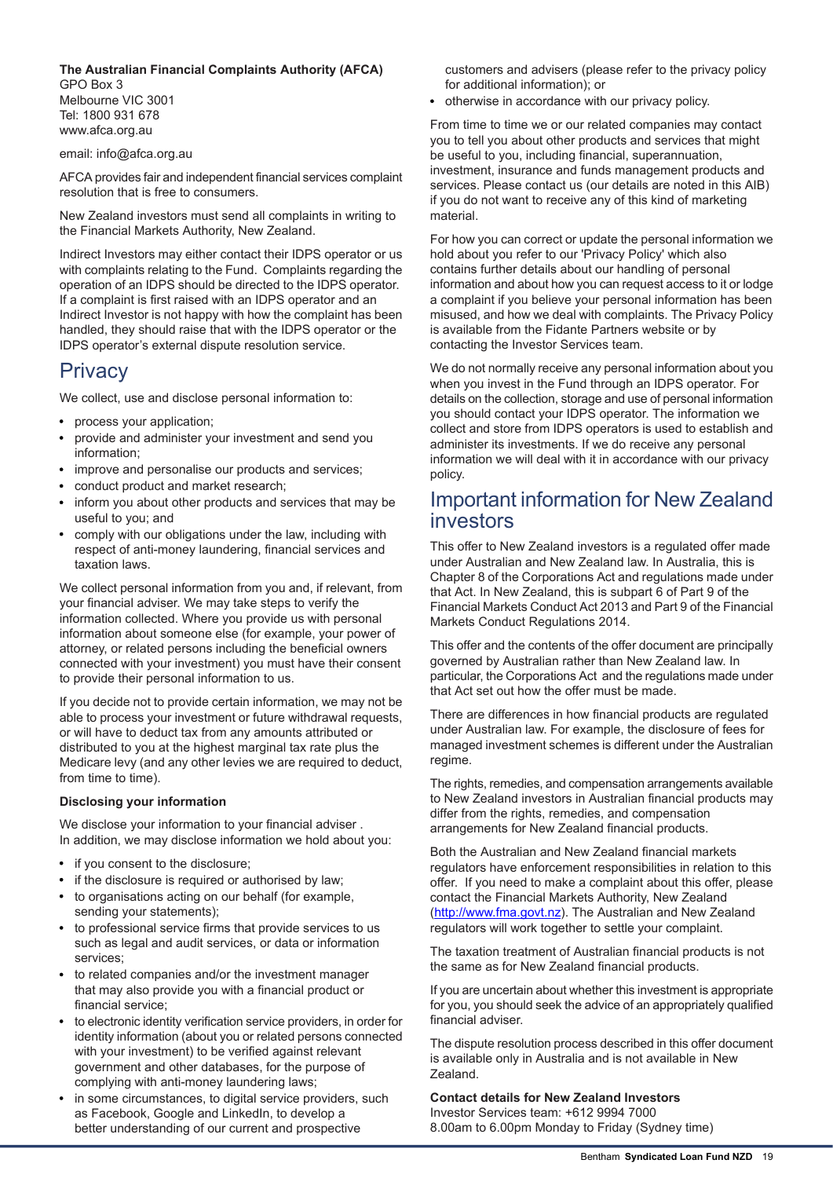**The Australian Financial Complaints Authority (AFCA)**
GPO Box 3
Melbourne VIC 3001
Tel: 1800 931 678
www.afca.org.au

email: info@afca.org.au

AFCA provides fair and independent financial services complaint resolution that is free to consumers.

New Zealand investors must send all complaints in writing to the Financial Markets Authority, New Zealand.

Indirect Investors may either contact their IDPS operator or us with complaints relating to the Fund. Complaints regarding the operation of an IDPS should be directed to the IDPS operator. If a complaint is first raised with an IDPS operator and an Indirect Investor is not happy with how the complaint has been handled, they should raise that with the IDPS operator or the IDPS operator's external dispute resolution service.

## Privacy

We collect, use and disclose personal information to:

- process your application;
- provide and administer your investment and send you information;
- improve and personalise our products and services;
- conduct product and market research;
- inform you about other products and services that may be useful to you; and
- comply with our obligations under the law, including with respect of anti-money laundering, financial services and taxation laws.

We collect personal information from you and, if relevant, from your financial adviser. We may take steps to verify the information collected. Where you provide us with personal information about someone else (for example, your power of attorney, or related persons including the beneficial owners connected with your investment) you must have their consent to provide their personal information to us.

If you decide not to provide certain information, we may not be able to process your investment or future withdrawal requests, or will have to deduct tax from any amounts attributed or distributed to you at the highest marginal tax rate plus the Medicare levy (and any other levies we are required to deduct, from time to time).

**Disclosing your information**

We disclose your information to your financial adviser . In addition, we may disclose information we hold about you:

- if you consent to the disclosure;
- if the disclosure is required or authorised by law;
- to organisations acting on our behalf (for example, sending your statements);
- to professional service firms that provide services to us such as legal and audit services, or data or information services;
- to related companies and/or the investment manager that may also provide you with a financial product or financial service;
- to electronic identity verification service providers, in order for identity information (about you or related persons connected with your investment) to be verified against relevant government and other databases, for the purpose of complying with anti-money laundering laws;
- in some circumstances, to digital service providers, such as Facebook, Google and LinkedIn, to develop a better understanding of our current and prospective customers and advisers (please refer to the privacy policy for additional information); or
- otherwise in accordance with our privacy policy.

From time to time we or our related companies may contact you to tell you about other products and services that might be useful to you, including financial, superannuation, investment, insurance and funds management products and services. Please contact us (our details are noted in this AIB) if you do not want to receive any of this kind of marketing material.

For how you can correct or update the personal information we hold about you refer to our 'Privacy Policy' which also contains further details about our handling of personal information and about how you can request access to it or lodge a complaint if you believe your personal information has been misused, and how we deal with complaints. The Privacy Policy is available from the Fidante Partners website or by contacting the Investor Services team.

We do not normally receive any personal information about you when you invest in the Fund through an IDPS operator. For details on the collection, storage and use of personal information you should contact your IDPS operator. The information we collect and store from IDPS operators is used to establish and administer its investments. If we do receive any personal information we will deal with it in accordance with our privacy policy.

## Important information for New Zealand investors

This offer to New Zealand investors is a regulated offer made under Australian and New Zealand law. In Australia, this is Chapter 8 of the Corporations Act and regulations made under that Act. In New Zealand, this is subpart 6 of Part 9 of the Financial Markets Conduct Act 2013 and Part 9 of the Financial Markets Conduct Regulations 2014.

This offer and the contents of the offer document are principally governed by Australian rather than New Zealand law. In particular, the Corporations Act and the regulations made under that Act set out how the offer must be made.

There are differences in how financial products are regulated under Australian law. For example, the disclosure of fees for managed investment schemes is different under the Australian regime.

The rights, remedies, and compensation arrangements available to New Zealand investors in Australian financial products may differ from the rights, remedies, and compensation arrangements for New Zealand financial products.

Both the Australian and New Zealand financial markets regulators have enforcement responsibilities in relation to this offer. If you need to make a complaint about this offer, please contact the Financial Markets Authority, New Zealand (http://www.fma.govt.nz). The Australian and New Zealand regulators will work together to settle your complaint.

The taxation treatment of Australian financial products is not the same as for New Zealand financial products.

If you are uncertain about whether this investment is appropriate for you, you should seek the advice of an appropriately qualified financial adviser.

The dispute resolution process described in this offer document is available only in Australia and is not available in New Zealand.

**Contact details for New Zealand Investors**
Investor Services team: +612 9994 7000
8.00am to 6.00pm Monday to Friday (Sydney time)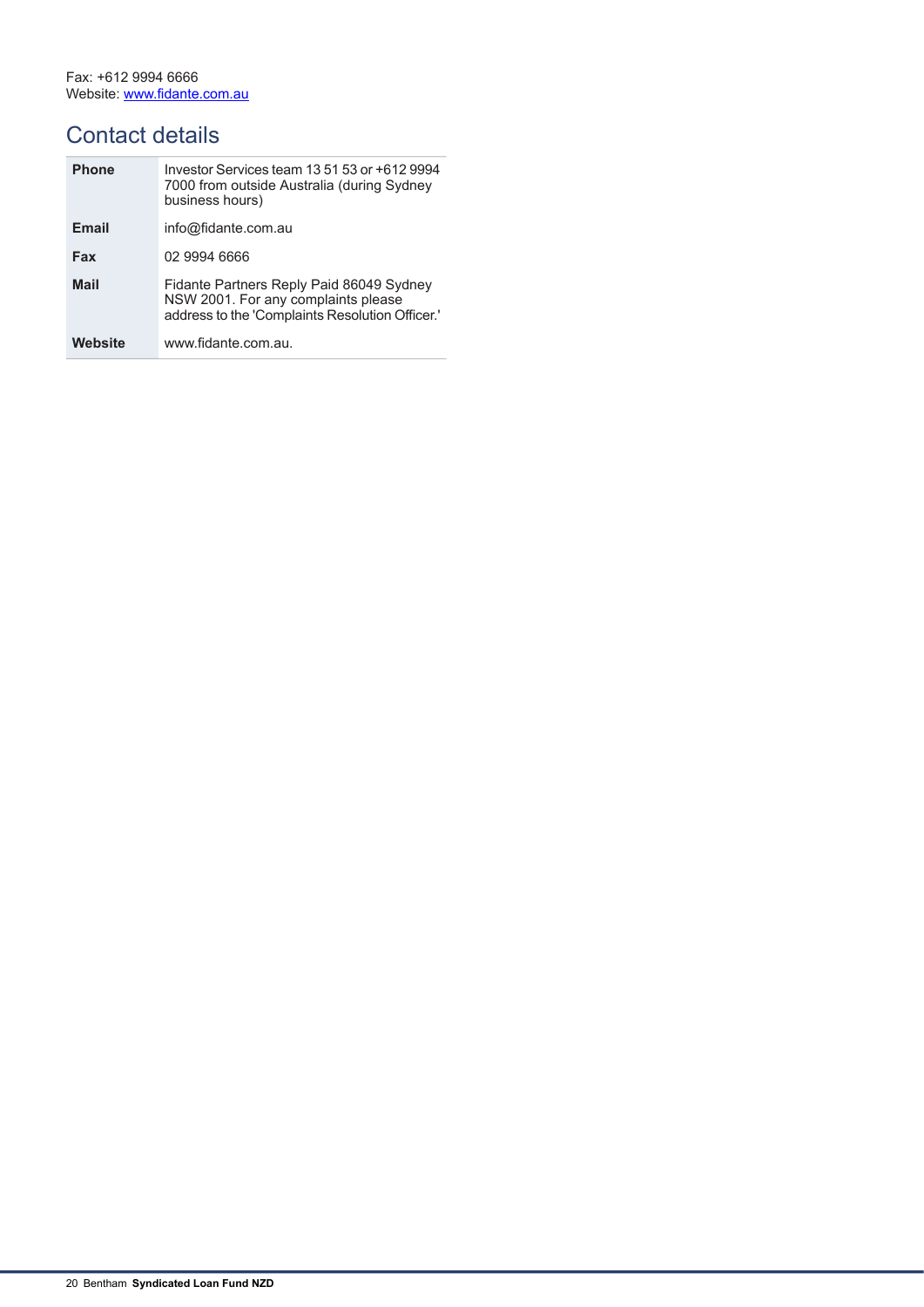Fax: +612 9994 6666
Website: www.fidante.com.au

## Contact details

| | |
|---|---|
| **Phone** | Investor Services team 13 51 53 or +612 9994 7000 from outside Australia (during Sydney business hours) |
| **Email** | info@fidante.com.au |
| **Fax** | 02 9994 6666 |
| **Mail** | Fidante Partners Reply Paid 86049 Sydney NSW 2001. For any complaints please address to the 'Complaints Resolution Officer.' |
| **Website** | www.fidante.com.au. |